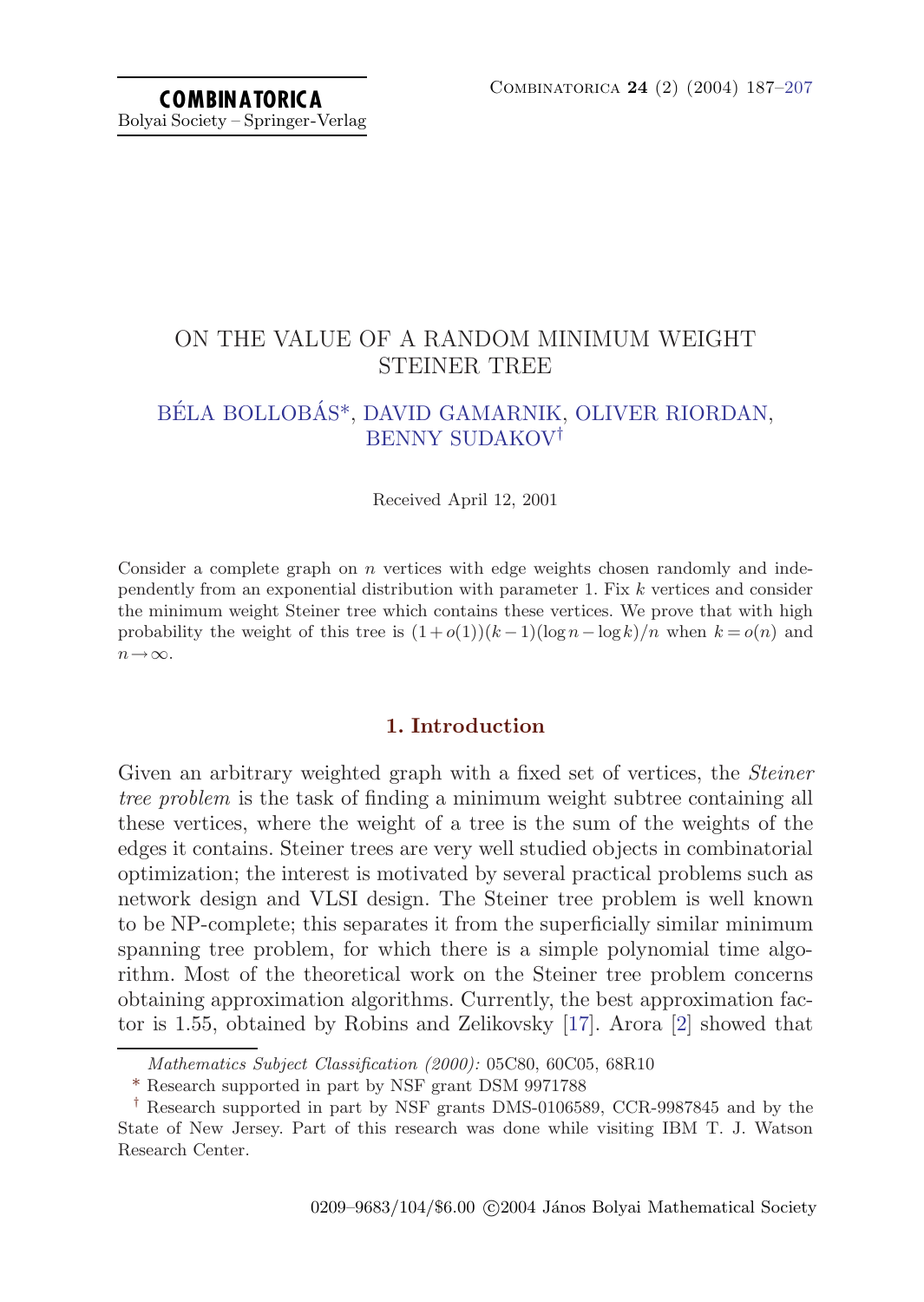# ON THE VALUE OF A RANDOM MINIMUM WEIGHT STEINER TREE

BÉLA BOLLOBÁS*, DAVID GAMARNIK, OLIVER RIORDAN, BENNY SUDAKOV†

Received April 12, 2001

Consider a complete graph on $n$ vertices with edge weights chosen randomly and independently from an exponential distribution with parameter 1. Fix $k$ vertices and consider the minimum weight Steiner tree which contains these vertices. We prove that with high probability the weight of this tree is $(1+o(1))(k-1)(\log n - \log k)/n$ when $k=o(n)$ and $n \to \infty$.

## 1. Introduction

Given an arbitrary weighted graph with a fixed set of vertices, the *Steiner tree problem* is the task of finding a minimum weight subtree containing all these vertices, where the weight of a tree is the sum of the weights of the edges it contains. Steiner trees are very well studied objects in combinatorial optimization; the interest is motivated by several practical problems such as network design and VLSI design. The Steiner tree problem is well known to be NP-complete; this separates it from the superficially similar minimum spanning tree problem, for which there is a simple polynomial time algorithm. Most of the theoretical work on the Steiner tree problem concerns obtaining approximation algorithms. Currently, the best approximation factor is 1.55, obtained by Robins and Zelikovsky [17]. Arora [2] showed that

*Mathematics Subject Classification (2000):* 05C80, 60C05, 68R10

\* Research supported in part by NSF grant DSM 9971788

† Research supported in part by NSF grants DMS-0106589, CCR-9987845 and by the State of New Jersey. Part of this research was done while visiting IBM T. J. Watson Research Center.

0209–9683/104/$6.00 ©2004 János Bolyai Mathematical Society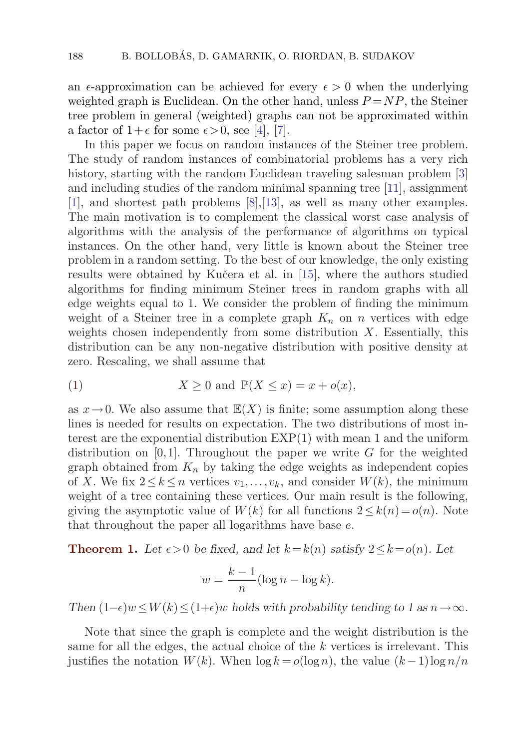an $\epsilon$-approximation can be achieved for every $\epsilon > 0$ when the underlying weighted graph is Euclidean. On the other hand, unless $P = NP$, the Steiner tree problem in general (weighted) graphs can not be approximated within a factor of $1+\epsilon$ for some $\epsilon > 0$, see [4], [7].

In this paper we focus on random instances of the Steiner tree problem. The study of random instances of combinatorial problems has a very rich history, starting with the random Euclidean traveling salesman problem [3] and including studies of the random minimal spanning tree [11], assignment [1], and shortest path problems [8],[13], as well as many other examples. The main motivation is to complement the classical worst case analysis of algorithms with the analysis of the performance of algorithms on typical instances. On the other hand, very little is known about the Steiner tree problem in a random setting. To the best of our knowledge, the only existing results were obtained by Kučera et al. in [15], where the authors studied algorithms for finding minimum Steiner trees in random graphs with all edge weights equal to 1. We consider the problem of finding the minimum weight of a Steiner tree in a complete graph $K_n$ on $n$ vertices with edge weights chosen independently from some distribution $X$. Essentially, this distribution can be any non-negative distribution with positive density at zero. Rescaling, we shall assume that

$$X \geq 0 \text{ and } \mathbb{P}(X \leq x) = x + o(x), \tag{1}$$

as $x \to 0$. We also assume that $\mathbb{E}(X)$ is finite; some assumption along these lines is needed for results on expectation. The two distributions of most interest are the exponential distribution EXP(1) with mean 1 and the uniform distribution on $[0,1]$. Throughout the paper we write $G$ for the weighted graph obtained from $K_n$ by taking the edge weights as independent copies of $X$. We fix $2 \leq k \leq n$ vertices $v_1, \ldots, v_k$, and consider $W(k)$, the minimum weight of a tree containing these vertices. Our main result is the following, giving the asymptotic value of $W(k)$ for all functions $2 \leq k(n) = o(n)$. Note that throughout the paper all logarithms have base $e$.

**Theorem 1.** *Let $\epsilon > 0$ be fixed, and let $k = k(n)$ satisfy $2 \leq k = o(n)$. Let*

$$w = \frac{k-1}{n}(\log n - \log k).$$

*Then $(1-\epsilon)w \leq W(k) \leq (1+\epsilon)w$ holds with probability tending to 1 as $n \to \infty$.*

Note that since the graph is complete and the weight distribution is the same for all the edges, the actual choice of the $k$ vertices is irrelevant. This justifies the notation $W(k)$. When $\log k = o(\log n)$, the value $(k-1)\log n/n$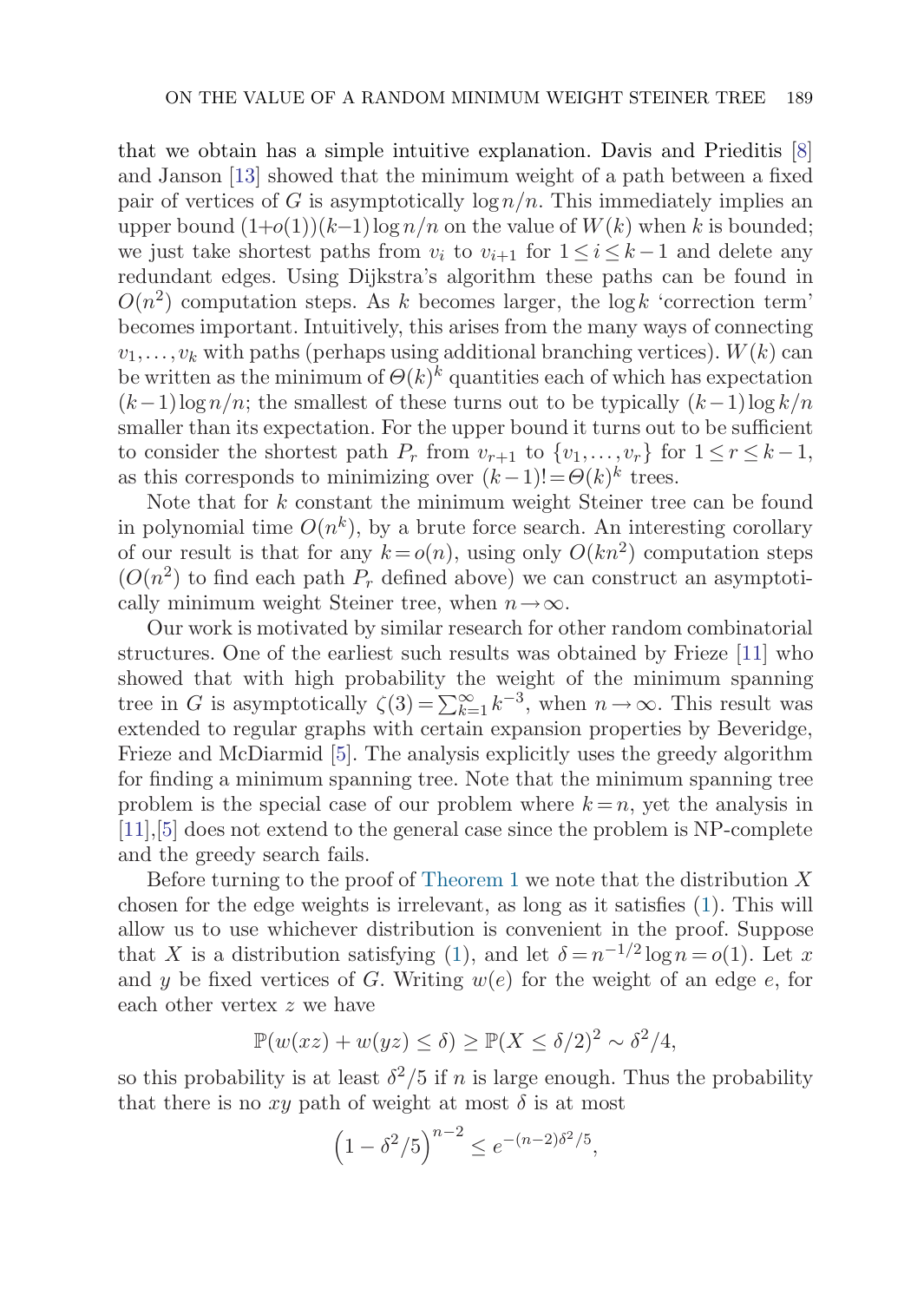that we obtain has a simple intuitive explanation. Davis and Prieditis [8] and Janson [13] showed that the minimum weight of a path between a fixed pair of vertices of $G$ is asymptotically $\log n/n$. This immediately implies an upper bound $(1+o(1))(k-1)\log n/n$ on the value of $W(k)$ when $k$ is bounded; we just take shortest paths from $v_i$ to $v_{i+1}$ for $1 \le i \le k-1$ and delete any redundant edges. Using Dijkstra's algorithm these paths can be found in $O(n^2)$ computation steps. As $k$ becomes larger, the $\log k$ 'correction term' becomes important. Intuitively, this arises from the many ways of connecting $v_1,\dots,v_k$ with paths (perhaps using additional branching vertices). $W(k)$ can be written as the minimum of $\Theta(k)^k$ quantities each of which has expectation $(k-1)\log n/n$; the smallest of these turns out to be typically $(k-1)\log k/n$ smaller than its expectation. For the upper bound it turns out to be sufficient to consider the shortest path $P_r$ from $v_{r+1}$ to $\{v_1,\dots,v_r\}$ for $1 \le r \le k-1$, as this corresponds to minimizing over $(k-1)! = \Theta(k)^k$ trees.

Note that for $k$ constant the minimum weight Steiner tree can be found in polynomial time $O(n^k)$, by a brute force search. An interesting corollary of our result is that for any $k = o(n)$, using only $O(kn^2)$ computation steps ($O(n^2)$ to find each path $P_r$ defined above) we can construct an asymptotically minimum weight Steiner tree, when $n \to \infty$.

Our work is motivated by similar research for other random combinatorial structures. One of the earliest such results was obtained by Frieze [11] who showed that with high probability the weight of the minimum spanning tree in $G$ is asymptotically $\zeta(3) = \sum_{k=1}^{\infty} k^{-3}$, when $n \to \infty$. This result was extended to regular graphs with certain expansion properties by Beveridge, Frieze and McDiarmid [5]. The analysis explicitly uses the greedy algorithm for finding a minimum spanning tree. Note that the minimum spanning tree problem is the special case of our problem where $k = n$, yet the analysis in [11],[5] does not extend to the general case since the problem is NP-complete and the greedy search fails.

Before turning to the proof of Theorem 1 we note that the distribution $X$ chosen for the edge weights is irrelevant, as long as it satisfies (1). This will allow us to use whichever distribution is convenient in the proof. Suppose that $X$ is a distribution satisfying (1), and let $\delta = n^{-1/2}\log n = o(1)$. Let $x$ and $y$ be fixed vertices of $G$. Writing $w(e)$ for the weight of an edge $e$, for each other vertex $z$ we have

$$\mathbb{P}(w(xz) + w(yz) \le \delta) \ge \mathbb{P}(X \le \delta/2)^2 \sim \delta^2/4,$$

so this probability is at least $\delta^2/5$ if $n$ is large enough. Thus the probability that there is no $xy$ path of weight at most $\delta$ is at most

$$\left(1 - \delta^2/5\right)^{n-2} \le e^{-(n-2)\delta^2/5},$$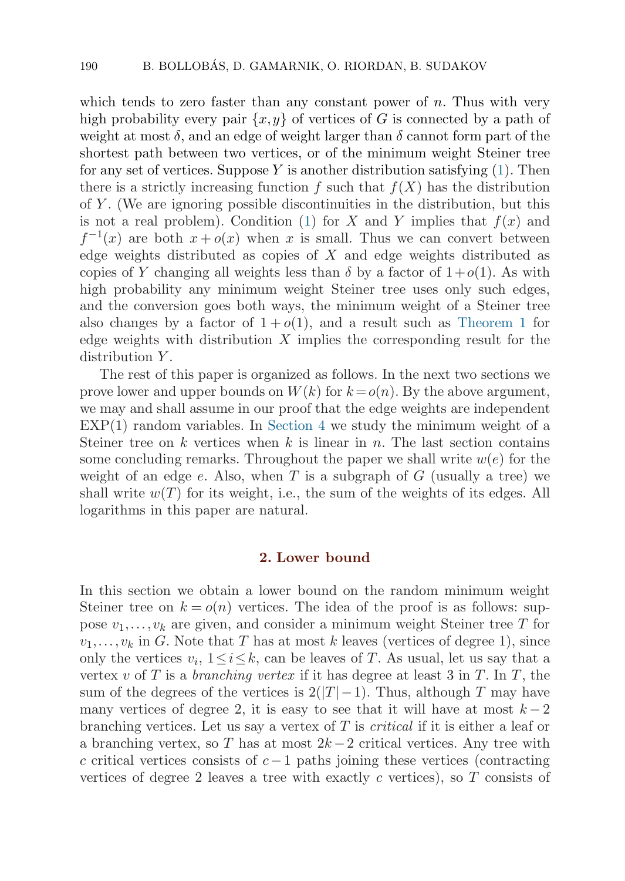which tends to zero faster than any constant power of $n$. Thus with very high probability every pair $\{x, y\}$ of vertices of $G$ is connected by a path of weight at most $\delta$, and an edge of weight larger than $\delta$ cannot form part of the shortest path between two vertices, or of the minimum weight Steiner tree for any set of vertices. Suppose $Y$ is another distribution satisfying (1). Then there is a strictly increasing function $f$ such that $f(X)$ has the distribution of $Y$. (We are ignoring possible discontinuities in the distribution, but this is not a real problem). Condition (1) for $X$ and $Y$ implies that $f(x)$ and $f^{-1}(x)$ are both $x + o(x)$ when $x$ is small. Thus we can convert between edge weights distributed as copies of $X$ and edge weights distributed as copies of $Y$ changing all weights less than $\delta$ by a factor of $1 + o(1)$. As with high probability any minimum weight Steiner tree uses only such edges, and the conversion goes both ways, the minimum weight of a Steiner tree also changes by a factor of $1 + o(1)$, and a result such as Theorem 1 for edge weights with distribution $X$ implies the corresponding result for the distribution $Y$.

The rest of this paper is organized as follows. In the next two sections we prove lower and upper bounds on $W(k)$ for $k = o(n)$. By the above argument, we may and shall assume in our proof that the edge weights are independent EXP(1) random variables. In Section 4 we study the minimum weight of a Steiner tree on $k$ vertices when $k$ is linear in $n$. The last section contains some concluding remarks. Throughout the paper we shall write $w(e)$ for the weight of an edge $e$. Also, when $T$ is a subgraph of $G$ (usually a tree) we shall write $w(T)$ for its weight, i.e., the sum of the weights of its edges. All logarithms in this paper are natural.

## 2. Lower bound

In this section we obtain a lower bound on the random minimum weight Steiner tree on $k = o(n)$ vertices. The idea of the proof is as follows: suppose $v_1, \ldots, v_k$ are given, and consider a minimum weight Steiner tree $T$ for $v_1, \ldots, v_k$ in $G$. Note that $T$ has at most $k$ leaves (vertices of degree 1), since only the vertices $v_i$, $1 \le i \le k$, can be leaves of $T$. As usual, let us say that a vertex $v$ of $T$ is a *branching vertex* if it has degree at least 3 in $T$. In $T$, the sum of the degrees of the vertices is $2(|T| - 1)$. Thus, although $T$ may have many vertices of degree 2, it is easy to see that it will have at most $k - 2$ branching vertices. Let us say a vertex of $T$ is *critical* if it is either a leaf or a branching vertex, so $T$ has at most $2k - 2$ critical vertices. Any tree with $c$ critical vertices consists of $c - 1$ paths joining these vertices (contracting vertices of degree 2 leaves a tree with exactly $c$ vertices), so $T$ consists of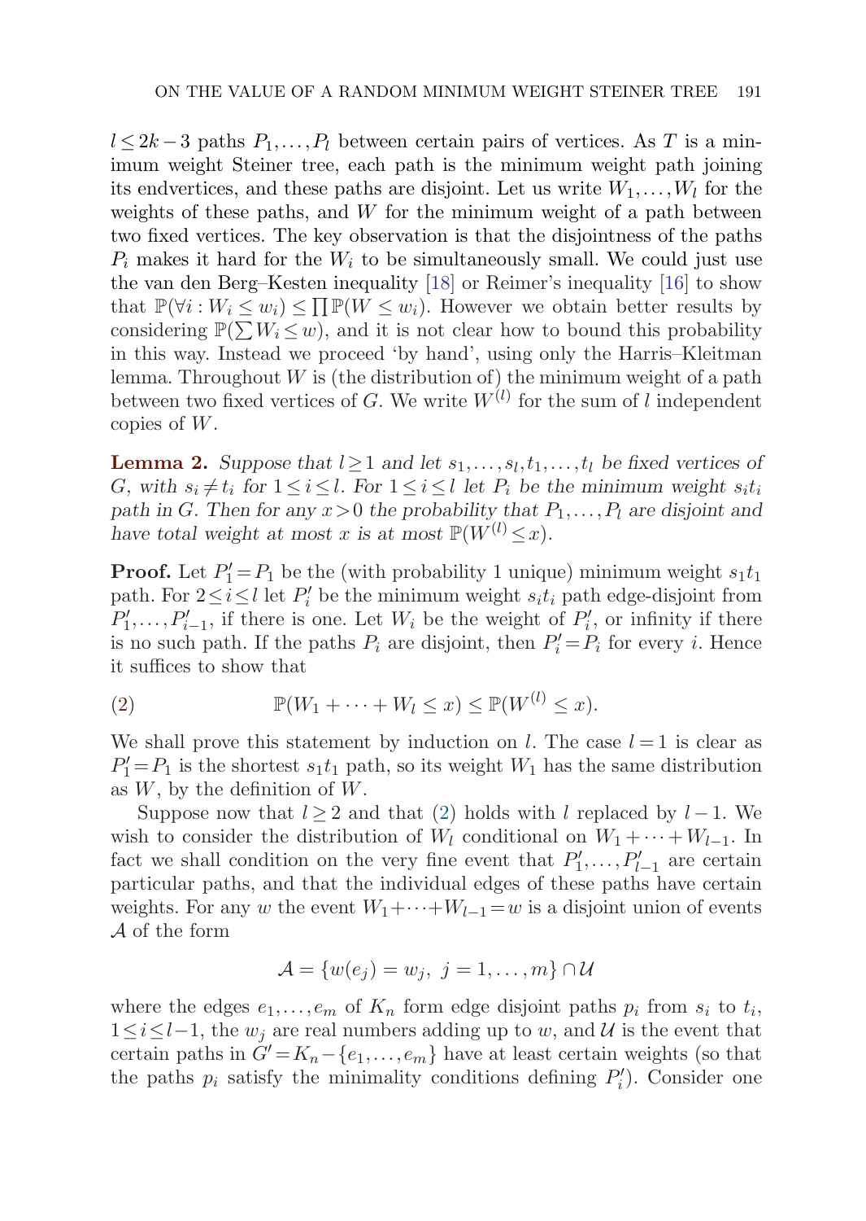$l \le 2k-3$ paths $P_1,\dots,P_l$ between certain pairs of vertices. As $T$ is a minimum weight Steiner tree, each path is the minimum weight path joining its endvertices, and these paths are disjoint. Let us write $W_1,\dots,W_l$ for the weights of these paths, and $W$ for the minimum weight of a path between two fixed vertices. The key observation is that the disjointness of the paths $P_i$ makes it hard for the $W_i$ to be simultaneously small. We could just use the van den Berg–Kesten inequality [18] or Reimer's inequality [16] to show that $\mathbb{P}(\forall i : W_i \le w_i) \le \prod \mathbb{P}(W \le w_i)$. However we obtain better results by considering $\mathbb{P}(\sum W_i \le w)$, and it is not clear how to bound this probability in this way. Instead we proceed 'by hand', using only the Harris–Kleitman lemma. Throughout $W$ is (the distribution of) the minimum weight of a path between two fixed vertices of $G$. We write $W^{(l)}$ for the sum of $l$ independent copies of $W$.

**Lemma 2.** *Suppose that $l \ge 1$ and let $s_1,\dots,s_l,t_1,\dots,t_l$ be fixed vertices of $G$, with $s_i \ne t_i$ for $1 \le i \le l$. For $1 \le i \le l$ let $P_i$ be the minimum weight $s_it_i$ path in $G$. Then for any $x > 0$ the probability that $P_1,\dots,P_l$ are disjoint and have total weight at most $x$ is at most $\mathbb{P}(W^{(l)} \le x)$.*

**Proof.** Let $P_1' = P_1$ be the (with probability 1 unique) minimum weight $s_1t_1$ path. For $2 \le i \le l$ let $P_i'$ be the minimum weight $s_it_i$ path edge-disjoint from $P_1',\dots,P_{i-1}'$, if there is one. Let $W_i$ be the weight of $P_i'$, or infinity if there is no such path. If the paths $P_i$ are disjoint, then $P_i' = P_i$ for every $i$. Hence it suffices to show that

$$\mathbb{P}(W_1 + \cdots + W_l \le x) \le \mathbb{P}(W^{(l)} \le x). \tag{2}$$

We shall prove this statement by induction on $l$. The case $l = 1$ is clear as $P_1' = P_1$ is the shortest $s_1t_1$ path, so its weight $W_1$ has the same distribution as $W$, by the definition of $W$.

Suppose now that $l \ge 2$ and that (2) holds with $l$ replaced by $l-1$. We wish to consider the distribution of $W_l$ conditional on $W_1 + \cdots + W_{l-1}$. In fact we shall condition on the very fine event that $P_1',\dots,P_{l-1}'$ are certain particular paths, and that the individual edges of these paths have certain weights. For any $w$ the event $W_1 + \cdots + W_{l-1} = w$ is a disjoint union of events $\mathcal{A}$ of the form

$$\mathcal{A} = \{w(e_j) = w_j,\ j = 1,\dots,m\} \cap \mathcal{U}$$

where the edges $e_1,\dots,e_m$ of $K_n$ form edge disjoint paths $p_i$ from $s_i$ to $t_i$, $1 \le i \le l-1$, the $w_j$ are real numbers adding up to $w$, and $\mathcal{U}$ is the event that certain paths in $G' = K_n - \{e_1,\dots,e_m\}$ have at least certain weights (so that the paths $p_i$ satisfy the minimality conditions defining $P_i'$). Consider one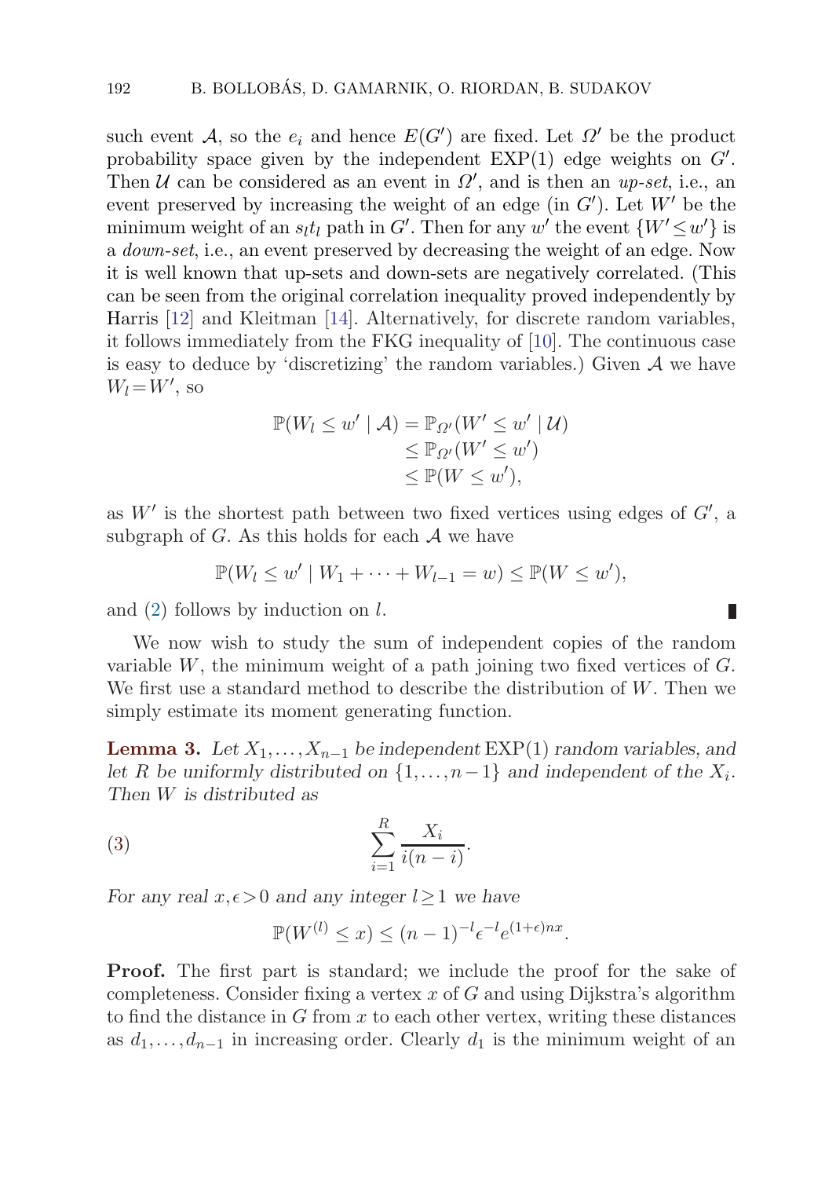such event $\mathcal{A}$, so the $e_i$ and hence $E(G')$ are fixed. Let $\Omega'$ be the product probability space given by the independent $\mathrm{EXP}(1)$ edge weights on $G'$. Then $\mathcal{U}$ can be considered as an event in $\Omega'$, and is then an *up-set*, i.e., an event preserved by increasing the weight of an edge (in $G'$). Let $W'$ be the minimum weight of an $s_l t_l$ path in $G'$. Then for any $w'$ the event $\{W' \le w'\}$ is a *down-set*, i.e., an event preserved by decreasing the weight of an edge. Now it is well known that up-sets and down-sets are negatively correlated. (This can be seen from the original correlation inequality proved independently by Harris [12] and Kleitman [14]. Alternatively, for discrete random variables, it follows immediately from the FKG inequality of [10]. The continuous case is easy to deduce by 'discretizing' the random variables.) Given $\mathcal{A}$ we have $W_l = W'$, so

$$\begin{aligned}
\mathbb{P}(W_l \le w' \mid \mathcal{A}) &= \mathbb{P}_{\Omega'}(W' \le w' \mid \mathcal{U}) \\
&\le \mathbb{P}_{\Omega'}(W' \le w') \\
&\le \mathbb{P}(W \le w'),
\end{aligned}$$

as $W'$ is the shortest path between two fixed vertices using edges of $G'$, a subgraph of $G$. As this holds for each $\mathcal{A}$ we have

$$\mathbb{P}(W_l \le w' \mid W_1 + \cdots + W_{l-1} = w) \le \mathbb{P}(W \le w'),$$

and (2) follows by induction on $l$. ∎

We now wish to study the sum of independent copies of the random variable $W$, the minimum weight of a path joining two fixed vertices of $G$. We first use a standard method to describe the distribution of $W$. Then we simply estimate its moment generating function.

**Lemma 3.** *Let $X_1, \ldots, X_{n-1}$ be independent $\mathrm{EXP}(1)$ random variables, and let $R$ be uniformly distributed on $\{1, \ldots, n-1\}$ and independent of the $X_i$. Then $W$ is distributed as*

$$\sum_{i=1}^{R} \frac{X_i}{i(n-i)}. \tag{3}$$

*For any real $x, \epsilon > 0$ and any integer $l \ge 1$ we have*

$$\mathbb{P}(W^{(l)} \le x) \le (n-1)^{-l} \epsilon^{-l} e^{(1+\epsilon)nx}.$$

**Proof.** The first part is standard; we include the proof for the sake of completeness. Consider fixing a vertex $x$ of $G$ and using Dijkstra's algorithm to find the distance in $G$ from $x$ to each other vertex, writing these distances as $d_1, \ldots, d_{n-1}$ in increasing order. Clearly $d_1$ is the minimum weight of an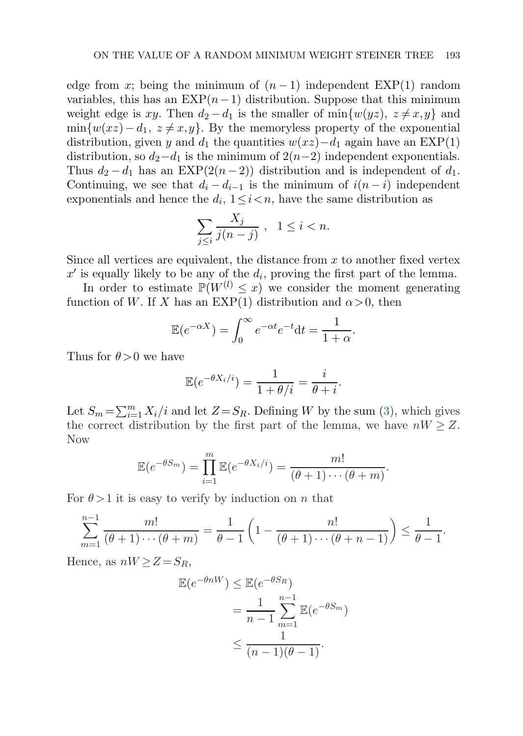edge from $x$; being the minimum of $(n-1)$ independent $\mathrm{EXP}(1)$ random variables, this has an $\mathrm{EXP}(n-1)$ distribution. Suppose that this minimum weight edge is $xy$. Then $d_2 - d_1$ is the smaller of $\min\{w(yz),\ z \neq x, y\}$ and $\min\{w(xz) - d_1,\ z \neq x, y\}$. By the memoryless property of the exponential distribution, given $y$ and $d_1$ the quantities $w(xz) - d_1$ again have an $\mathrm{EXP}(1)$ distribution, so $d_2 - d_1$ is the minimum of $2(n-2)$ independent exponentials. Thus $d_2 - d_1$ has an $\mathrm{EXP}(2(n-2))$ distribution and is independent of $d_1$. Continuing, we see that $d_i - d_{i-1}$ is the minimum of $i(n-i)$ independent exponentials and hence the $d_i$, $1 \leq i < n$, have the same distribution as

$$\sum_{j \leq i} \frac{X_j}{j(n-j)}\ , \quad 1 \leq i < n.$$

Since all vertices are equivalent, the distance from $x$ to another fixed vertex $x'$ is equally likely to be any of the $d_i$, proving the first part of the lemma.

In order to estimate $\mathbb{P}(W^{(l)} \leq x)$ we consider the moment generating function of $W$. If $X$ has an $\mathrm{EXP}(1)$ distribution and $\alpha > 0$, then

$$\mathbb{E}(e^{-\alpha X}) = \int_0^\infty e^{-\alpha t} e^{-t} \mathrm{d}t = \frac{1}{1+\alpha}.$$

Thus for $\theta > 0$ we have

$$\mathbb{E}(e^{-\theta X_i / i}) = \frac{1}{1 + \theta/i} = \frac{i}{\theta + i}.$$

Let $S_m = \sum_{i=1}^m X_i / i$ and let $Z = S_R$. Defining $W$ by the sum (3), which gives the correct distribution by the first part of the lemma, we have $nW \geq Z$. Now

$$\mathbb{E}(e^{-\theta S_m}) = \prod_{i=1}^m \mathbb{E}(e^{-\theta X_i / i}) = \frac{m!}{(\theta+1)\cdots(\theta+m)}.$$

For $\theta > 1$ it is easy to verify by induction on $n$ that

$$\sum_{m=1}^{n-1} \frac{m!}{(\theta+1)\cdots(\theta+m)} = \frac{1}{\theta-1}\left(1 - \frac{n!}{(\theta+1)\cdots(\theta+n-1)}\right) \leq \frac{1}{\theta-1}.$$

Hence, as $nW \geq Z = S_R$,

$$\begin{aligned}
\mathbb{E}(e^{-\theta n W}) &\leq \mathbb{E}(e^{-\theta S_R}) \\
&= \frac{1}{n-1} \sum_{m=1}^{n-1} \mathbb{E}(e^{-\theta S_m}) \\
&\leq \frac{1}{(n-1)(\theta-1)}.
\end{aligned}$$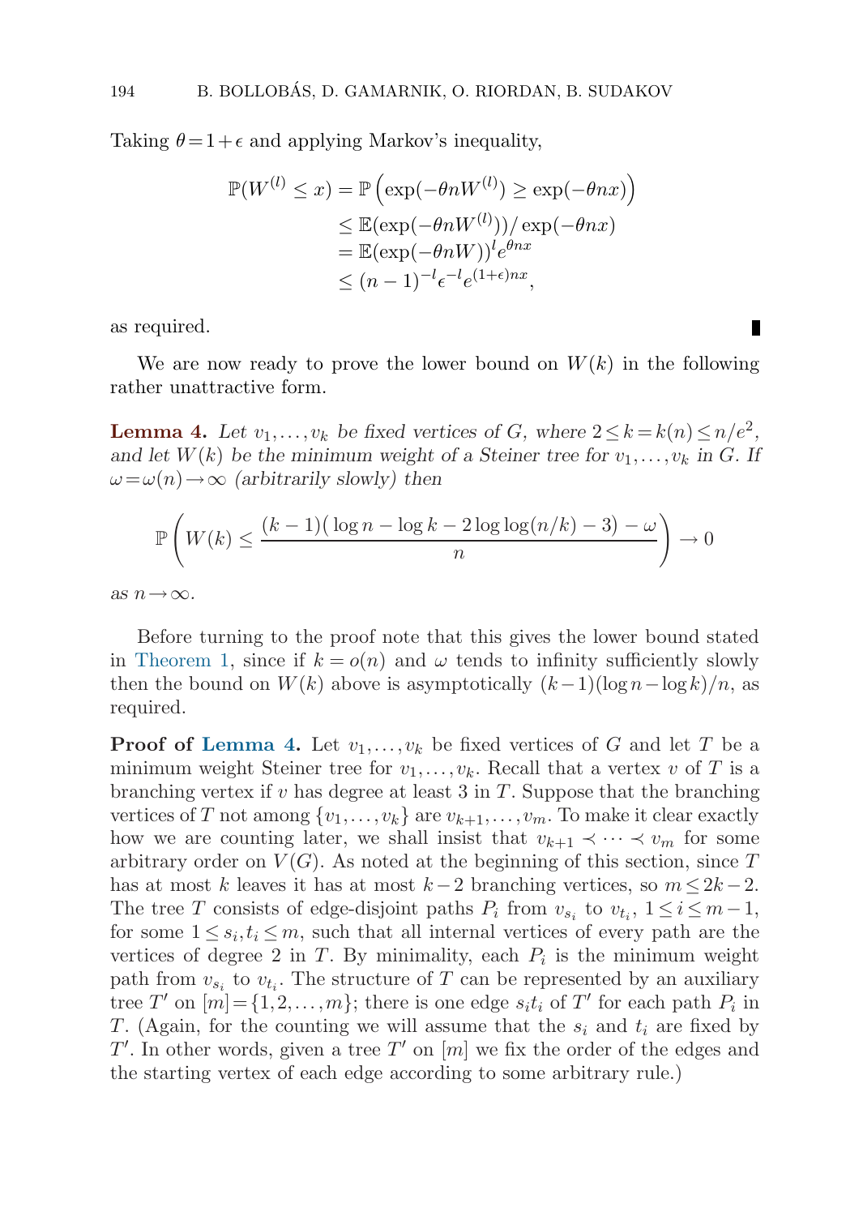Taking $\theta = 1+\epsilon$ and applying Markov's inequality,

$$
\begin{aligned}
\mathbb{P}(W^{(l)} \le x) &= \mathbb{P}\left(\exp(-\theta n W^{(l)}) \ge \exp(-\theta n x)\right) \\
&\le \mathbb{E}(\exp(-\theta n W^{(l)}))/\exp(-\theta n x) \\
&= \mathbb{E}(\exp(-\theta n W))^l e^{\theta n x} \\
&\le (n-1)^{-l} \epsilon^{-l} e^{(1+\epsilon)nx},
\end{aligned}
$$

as required. ∎

We are now ready to prove the lower bound on $W(k)$ in the following rather unattractive form.

**Lemma 4.** *Let $v_1, \dots, v_k$ be fixed vertices of $G$, where $2 \le k = k(n) \le n/e^2$, and let $W(k)$ be the minimum weight of a Steiner tree for $v_1, \dots, v_k$ in $G$. If $\omega = \omega(n) \to \infty$ (arbitrarily slowly) then*

$$
\mathbb{P}\left( W(k) \le \frac{(k-1)\big(\log n - \log k - 2\log\log(n/k) - 3\big) - \omega}{n} \right) \to 0
$$

*as $n \to \infty$.*

Before turning to the proof note that this gives the lower bound stated in Theorem 1, since if $k = o(n)$ and $\omega$ tends to infinity sufficiently slowly then the bound on $W(k)$ above is asymptotically $(k-1)(\log n - \log k)/n$, as required.

**Proof of Lemma 4.** Let $v_1, \dots, v_k$ be fixed vertices of $G$ and let $T$ be a minimum weight Steiner tree for $v_1, \dots, v_k$. Recall that a vertex $v$ of $T$ is a branching vertex if $v$ has degree at least 3 in $T$. Suppose that the branching vertices of $T$ not among $\{v_1, \dots, v_k\}$ are $v_{k+1}, \dots, v_m$. To make it clear exactly how we are counting later, we shall insist that $v_{k+1} \prec \dots \prec v_m$ for some arbitrary order on $V(G)$. As noted at the beginning of this section, since $T$ has at most $k$ leaves it has at most $k-2$ branching vertices, so $m \le 2k-2$. The tree $T$ consists of edge-disjoint paths $P_i$ from $v_{s_i}$ to $v_{t_i}$, $1 \le i \le m-1$, for some $1 \le s_i, t_i \le m$, such that all internal vertices of every path are the vertices of degree 2 in $T$. By minimality, each $P_i$ is the minimum weight path from $v_{s_i}$ to $v_{t_i}$. The structure of $T$ can be represented by an auxiliary tree $T'$ on $[m] = \{1, 2, \dots, m\}$; there is one edge $s_i t_i$ of $T'$ for each path $P_i$ in $T$. (Again, for the counting we will assume that the $s_i$ and $t_i$ are fixed by $T'$. In other words, given a tree $T'$ on $[m]$ we fix the order of the edges and the starting vertex of each edge according to some arbitrary rule.)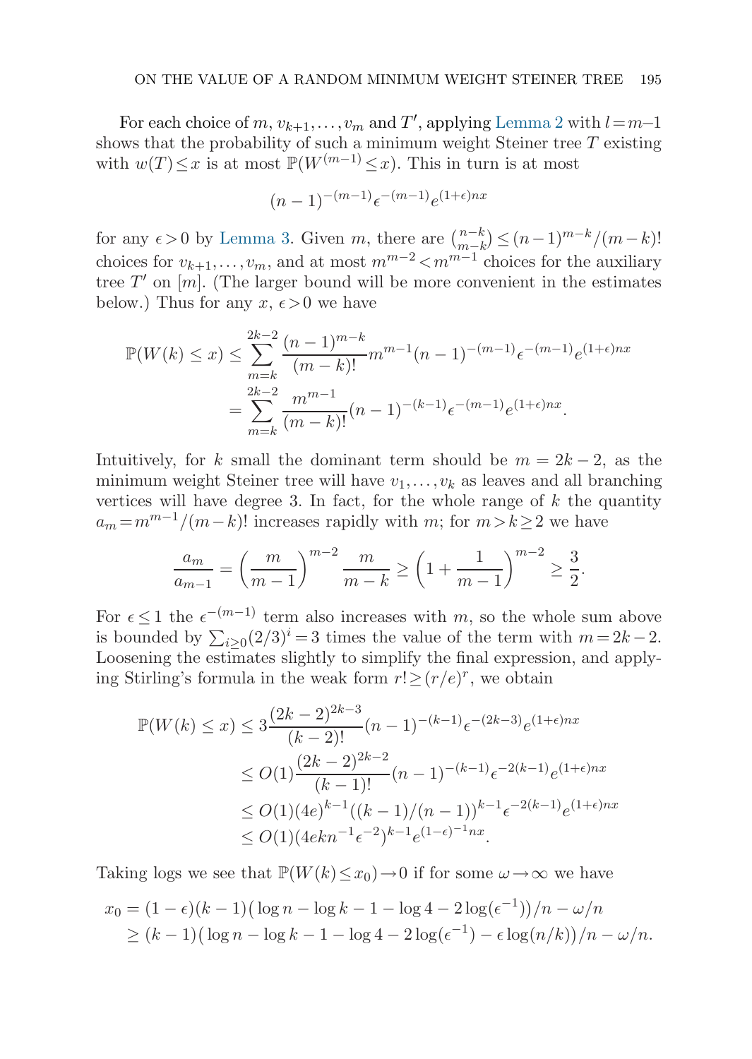For each choice of $m$, $v_{k+1}, \ldots, v_m$ and $T'$, applying Lemma 2 with $l = m-1$ shows that the probability of such a minimum weight Steiner tree $T$ existing with $w(T) \leq x$ is at most $\mathbb{P}(W^{(m-1)} \leq x)$. This in turn is at most

$$(n-1)^{-(m-1)}\epsilon^{-(m-1)}e^{(1+\epsilon)nx}$$

for any $\epsilon > 0$ by Lemma 3. Given $m$, there are $\binom{n-k}{m-k} \leq (n-1)^{m-k}/(m-k)!$ choices for $v_{k+1}, \ldots, v_m$, and at most $m^{m-2} < m^{m-1}$ choices for the auxiliary tree $T'$ on $[m]$. (The larger bound will be more convenient in the estimates below.) Thus for any $x$, $\epsilon > 0$ we have

$$\begin{aligned}
\mathbb{P}(W(k) \leq x) &\leq \sum_{m=k}^{2k-2} \frac{(n-1)^{m-k}}{(m-k)!} m^{m-1}(n-1)^{-(m-1)}\epsilon^{-(m-1)}e^{(1+\epsilon)nx} \\
&= \sum_{m=k}^{2k-2} \frac{m^{m-1}}{(m-k)!}(n-1)^{-(k-1)}\epsilon^{-(m-1)}e^{(1+\epsilon)nx}.
\end{aligned}$$

Intuitively, for $k$ small the dominant term should be $m = 2k-2$, as the minimum weight Steiner tree will have $v_1, \ldots, v_k$ as leaves and all branching vertices will have degree 3. In fact, for the whole range of $k$ the quantity $a_m = m^{m-1}/(m-k)!$ increases rapidly with $m$; for $m > k \geq 2$ we have

$$\frac{a_m}{a_{m-1}} = \left(\frac{m}{m-1}\right)^{m-2} \frac{m}{m-k} \geq \left(1 + \frac{1}{m-1}\right)^{m-2} \geq \frac{3}{2}.$$

For $\epsilon \leq 1$ the $\epsilon^{-(m-1)}$ term also increases with $m$, so the whole sum above is bounded by $\sum_{i \geq 0}(2/3)^i = 3$ times the value of the term with $m = 2k-2$. Loosening the estimates slightly to simplify the final expression, and applying Stirling's formula in the weak form $r! \geq (r/e)^r$, we obtain

$$\begin{aligned}
\mathbb{P}(W(k) \leq x) &\leq 3\frac{(2k-2)^{2k-3}}{(k-2)!}(n-1)^{-(k-1)}\epsilon^{-(2k-3)}e^{(1+\epsilon)nx} \\
&\leq O(1)\frac{(2k-2)^{2k-2}}{(k-1)!}(n-1)^{-(k-1)}\epsilon^{-2(k-1)}e^{(1+\epsilon)nx} \\
&\leq O(1)(4e)^{k-1}((k-1)/(n-1))^{k-1}\epsilon^{-2(k-1)}e^{(1+\epsilon)nx} \\
&\leq O(1)(4ekn^{-1}\epsilon^{-2})^{k-1}e^{(1-\epsilon)^{-1}nx}.
\end{aligned}$$

Taking logs we see that $\mathbb{P}(W(k) \leq x_0) \to 0$ if for some $\omega \to \infty$ we have

$$\begin{aligned}
x_0 &= (1-\epsilon)(k-1)\big(\log n - \log k - 1 - \log 4 - 2\log(\epsilon^{-1})\big)/n - \omega/n \\
&\geq (k-1)\big(\log n - \log k - 1 - \log 4 - 2\log(\epsilon^{-1}) - \epsilon\log(n/k)\big)/n - \omega/n.
\end{aligned}$$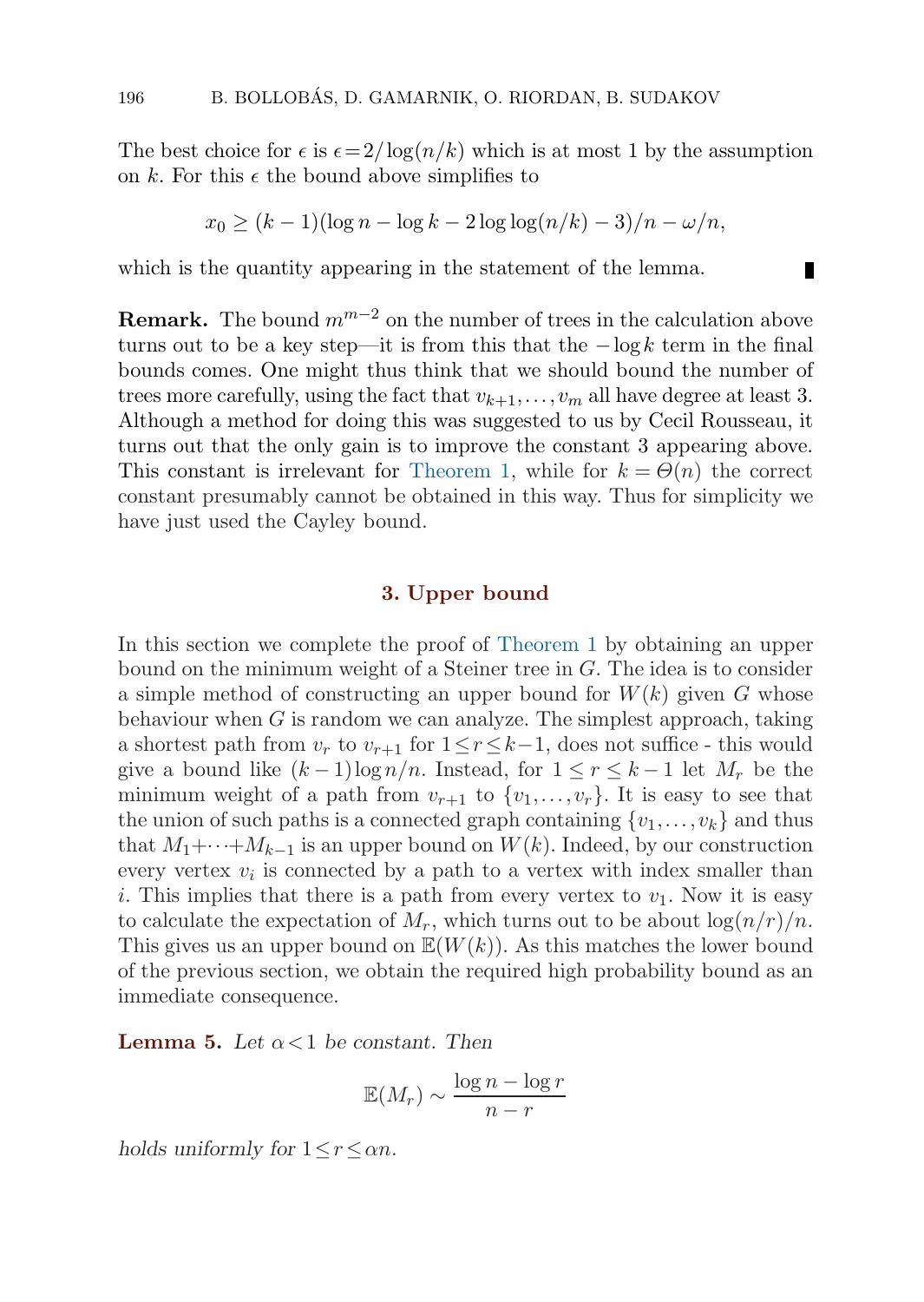The best choice for $\epsilon$ is $\epsilon = 2/\log(n/k)$ which is at most 1 by the assumption on $k$. For this $\epsilon$ the bound above simplifies to

$$x_0 \geq (k-1)(\log n - \log k - 2\log\log(n/k) - 3)/n - \omega/n,$$

which is the quantity appearing in the statement of the lemma. ∎

**Remark.** The bound $m^{m-2}$ on the number of trees in the calculation above turns out to be a key step—it is from this that the $-\log k$ term in the final bounds comes. One might thus think that we should bound the number of trees more carefully, using the fact that $v_{k+1}, \ldots, v_m$ all have degree at least 3. Although a method for doing this was suggested to us by Cecil Rousseau, it turns out that the only gain is to improve the constant 3 appearing above. This constant is irrelevant for Theorem 1, while for $k = \Theta(n)$ the correct constant presumably cannot be obtained in this way. Thus for simplicity we have just used the Cayley bound.

## 3. Upper bound

In this section we complete the proof of Theorem 1 by obtaining an upper bound on the minimum weight of a Steiner tree in $G$. The idea is to consider a simple method of constructing an upper bound for $W(k)$ given $G$ whose behaviour when $G$ is random we can analyze. The simplest approach, taking a shortest path from $v_r$ to $v_{r+1}$ for $1 \leq r \leq k-1$, does not suffice - this would give a bound like $(k-1)\log n/n$. Instead, for $1 \leq r \leq k-1$ let $M_r$ be the minimum weight of a path from $v_{r+1}$ to $\{v_1, \ldots, v_r\}$. It is easy to see that the union of such paths is a connected graph containing $\{v_1, \ldots, v_k\}$ and thus that $M_1 + \cdots + M_{k-1}$ is an upper bound on $W(k)$. Indeed, by our construction every vertex $v_i$ is connected by a path to a vertex with index smaller than $i$. This implies that there is a path from every vertex to $v_1$. Now it is easy to calculate the expectation of $M_r$, which turns out to be about $\log(n/r)/n$. This gives us an upper bound on $\mathbb{E}(W(k))$. As this matches the lower bound of the previous section, we obtain the required high probability bound as an immediate consequence.

**Lemma 5.** *Let $\alpha < 1$ be constant. Then*

$$\mathbb{E}(M_r) \sim \frac{\log n - \log r}{n - r}$$

*holds uniformly for $1 \leq r \leq \alpha n$.*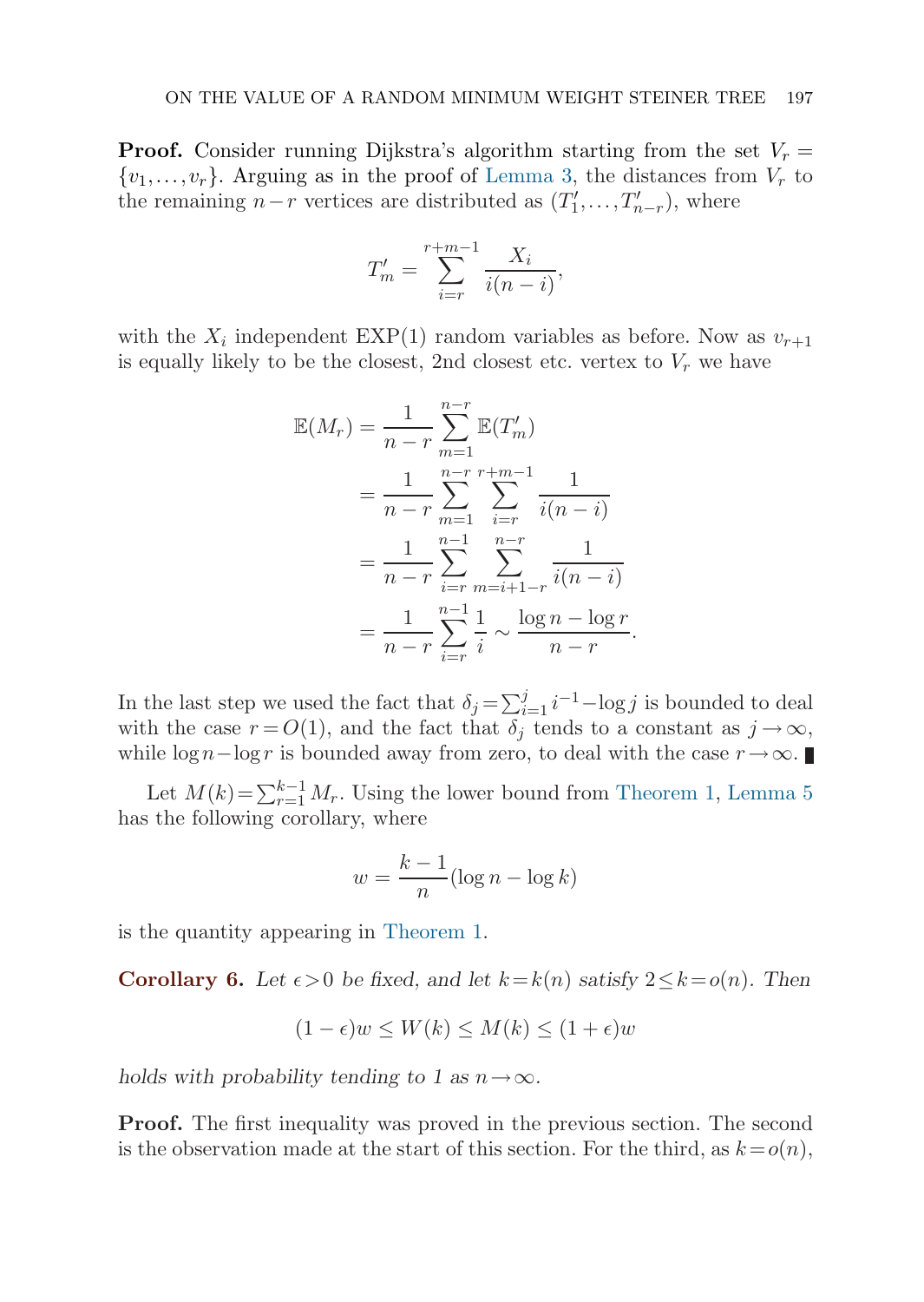**Proof.** Consider running Dijkstra's algorithm starting from the set $V_r = \{v_1, \dots, v_r\}$. Arguing as in the proof of Lemma 3, the distances from $V_r$ to the remaining $n-r$ vertices are distributed as $(T'_1, \dots, T'_{n-r})$, where

$$T'_m = \sum_{i=r}^{r+m-1} \frac{X_i}{i(n-i)},$$

with the $X_i$ independent EXP(1) random variables as before. Now as $v_{r+1}$ is equally likely to be the closest, 2nd closest etc. vertex to $V_r$ we have

$$\begin{aligned}
\mathbb{E}(M_r) &= \frac{1}{n-r} \sum_{m=1}^{n-r} \mathbb{E}(T'_m) \\
&= \frac{1}{n-r} \sum_{m=1}^{n-r} \sum_{i=r}^{r+m-1} \frac{1}{i(n-i)} \\
&= \frac{1}{n-r} \sum_{i=r}^{n-1} \sum_{m=i+1-r}^{n-r} \frac{1}{i(n-i)} \\
&= \frac{1}{n-r} \sum_{i=r}^{n-1} \frac{1}{i} \sim \frac{\log n - \log r}{n-r}.
\end{aligned}$$

In the last step we used the fact that $\delta_j = \sum_{i=1}^{j} i^{-1} - \log j$ is bounded to deal with the case $r = O(1)$, and the fact that $\delta_j$ tends to a constant as $j \to \infty$, while $\log n - \log r$ is bounded away from zero, to deal with the case $r \to \infty$. ∎

Let $M(k) = \sum_{r=1}^{k-1} M_r$. Using the lower bound from Theorem 1, Lemma 5 has the following corollary, where

$$w = \frac{k-1}{n}(\log n - \log k)$$

is the quantity appearing in Theorem 1.

**Corollary 6.** *Let $\epsilon > 0$ be fixed, and let $k = k(n)$ satisfy $2 \le k = o(n)$. Then*

$$(1-\epsilon)w \le W(k) \le M(k) \le (1+\epsilon)w$$

*holds with probability tending to 1 as $n \to \infty$.*

**Proof.** The first inequality was proved in the previous section. The second is the observation made at the start of this section. For the third, as $k = o(n)$,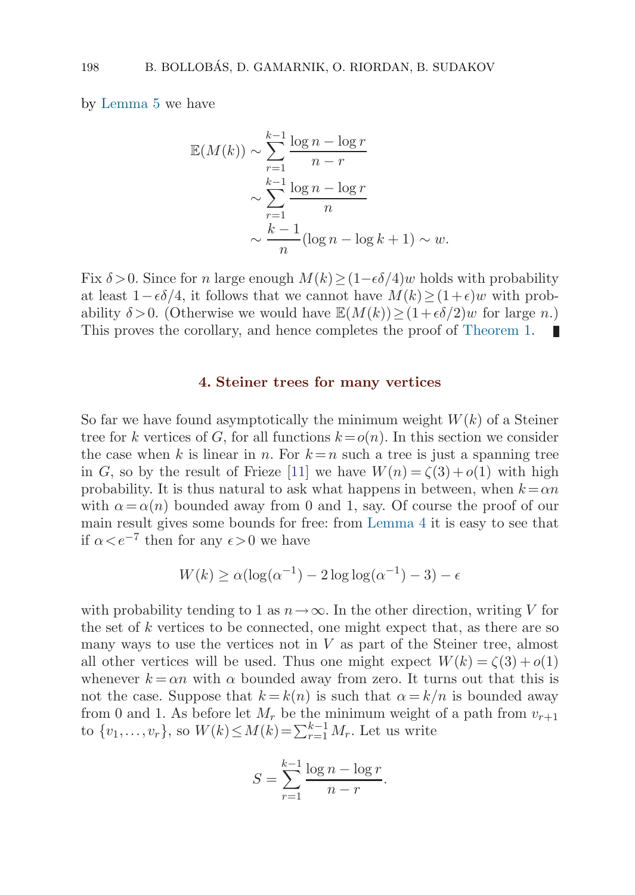by Lemma 5 we have

$$
\begin{aligned}
\mathbb{E}(M(k)) &\sim \sum_{r=1}^{k-1} \frac{\log n - \log r}{n-r} \\
&\sim \sum_{r=1}^{k-1} \frac{\log n - \log r}{n} \\
&\sim \frac{k-1}{n}(\log n - \log k + 1) \sim w.
\end{aligned}
$$

Fix $\delta > 0$. Since for $n$ large enough $M(k) \ge (1-\epsilon\delta/4)w$ holds with probability at least $1-\epsilon\delta/4$, it follows that we cannot have $M(k) \ge (1+\epsilon)w$ with probability $\delta > 0$. (Otherwise we would have $\mathbb{E}(M(k)) \ge (1+\epsilon\delta/2)w$ for large $n$.) This proves the corollary, and hence completes the proof of Theorem 1. ∎

## 4. Steiner trees for many vertices

So far we have found asymptotically the minimum weight $W(k)$ of a Steiner tree for $k$ vertices of $G$, for all functions $k = o(n)$. In this section we consider the case when $k$ is linear in $n$. For $k = n$ such a tree is just a spanning tree in $G$, so by the result of Frieze [11] we have $W(n) = \zeta(3) + o(1)$ with high probability. It is thus natural to ask what happens in between, when $k = \alpha n$ with $\alpha = \alpha(n)$ bounded away from 0 and 1, say. Of course the proof of our main result gives some bounds for free: from Lemma 4 it is easy to see that if $\alpha < e^{-7}$ then for any $\epsilon > 0$ we have

$$
W(k) \ge \alpha(\log(\alpha^{-1}) - 2\log\log(\alpha^{-1}) - 3) - \epsilon
$$

with probability tending to 1 as $n \to \infty$. In the other direction, writing $V$ for the set of $k$ vertices to be connected, one might expect that, as there are so many ways to use the vertices not in $V$ as part of the Steiner tree, almost all other vertices will be used. Thus one might expect $W(k) = \zeta(3) + o(1)$ whenever $k = \alpha n$ with $\alpha$ bounded away from zero. It turns out that this is not the case. Suppose that $k = k(n)$ is such that $\alpha = k/n$ is bounded away from 0 and 1. As before let $M_r$ be the minimum weight of a path from $v_{r+1}$ to $\{v_1, \ldots, v_r\}$, so $W(k) \le M(k) = \sum_{r=1}^{k-1} M_r$. Let us write

$$
S = \sum_{r=1}^{k-1} \frac{\log n - \log r}{n-r}.
$$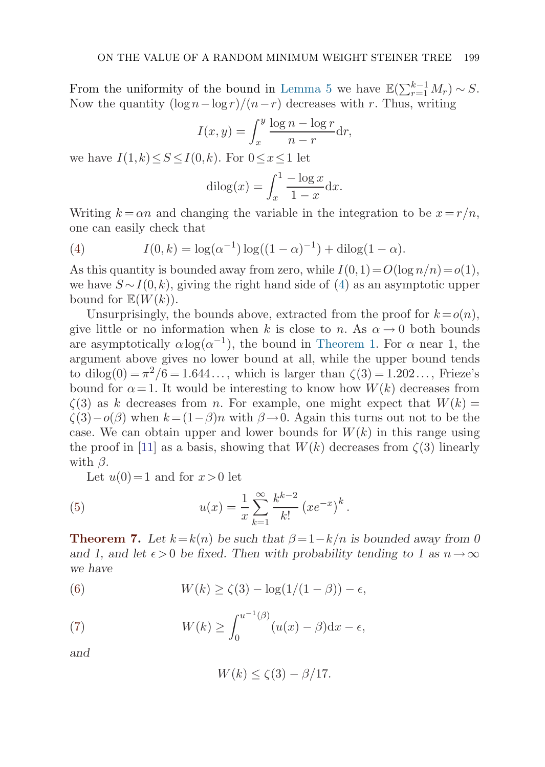From the uniformity of the bound in Lemma 5 we have $\mathbb{E}(\sum_{r=1}^{k-1} M_r) \sim S$. Now the quantity $(\log n - \log r)/(n-r)$ decreases with $r$. Thus, writing

$$I(x,y) = \int_x^y \frac{\log n - \log r}{n-r} \mathrm{d}r,$$

we have $I(1,k) \leq S \leq I(0,k)$. For $0 \leq x \leq 1$ let

$$\mathrm{dilog}(x) = \int_x^1 \frac{-\log x}{1-x} \mathrm{d}x.$$

Writing $k = \alpha n$ and changing the variable in the integration to be $x = r/n$, one can easily check that

$$I(0,k) = \log(\alpha^{-1}) \log((1-\alpha)^{-1}) + \mathrm{dilog}(1-\alpha). \tag{4}$$

As this quantity is bounded away from zero, while $I(0,1) = O(\log n/n) = o(1)$, we have $S \sim I(0,k)$, giving the right hand side of (4) as an asymptotic upper bound for $\mathbb{E}(W(k))$.

Unsurprisingly, the bounds above, extracted from the proof for $k = o(n)$, give little or no information when $k$ is close to $n$. As $\alpha \to 0$ both bounds are asymptotically $\alpha \log(\alpha^{-1})$, the bound in Theorem 1. For $\alpha$ near 1, the argument above gives no lower bound at all, while the upper bound tends to $\mathrm{dilog}(0) = \pi^2/6 = 1.644\ldots$, which is larger than $\zeta(3) = 1.202\ldots$, Frieze's bound for $\alpha = 1$. It would be interesting to know how $W(k)$ decreases from $\zeta(3)$ as $k$ decreases from $n$. For example, one might expect that $W(k) = \zeta(3) - o(\beta)$ when $k = (1-\beta)n$ with $\beta \to 0$. Again this turns out not to be the case. We can obtain upper and lower bounds for $W(k)$ in this range using the proof in [11] as a basis, showing that $W(k)$ decreases from $\zeta(3)$ linearly with $\beta$.

Let $u(0) = 1$ and for $x > 0$ let

$$u(x) = \frac{1}{x} \sum_{k=1}^{\infty} \frac{k^{k-2}}{k!} \left(xe^{-x}\right)^k. \tag{5}$$

**Theorem 7.** *Let $k = k(n)$ be such that $\beta = 1 - k/n$ is bounded away from 0 and 1, and let $\epsilon > 0$ be fixed. Then with probability tending to 1 as $n \to \infty$ we have*

$$W(k) \geq \zeta(3) - \log(1/(1-\beta)) - \epsilon, \tag{6}$$

$$W(k) \geq \int_0^{u^{-1}(\beta)} (u(x) - \beta) \mathrm{d}x - \epsilon, \tag{7}$$

*and*

$$W(k) \leq \zeta(3) - \beta/17.$$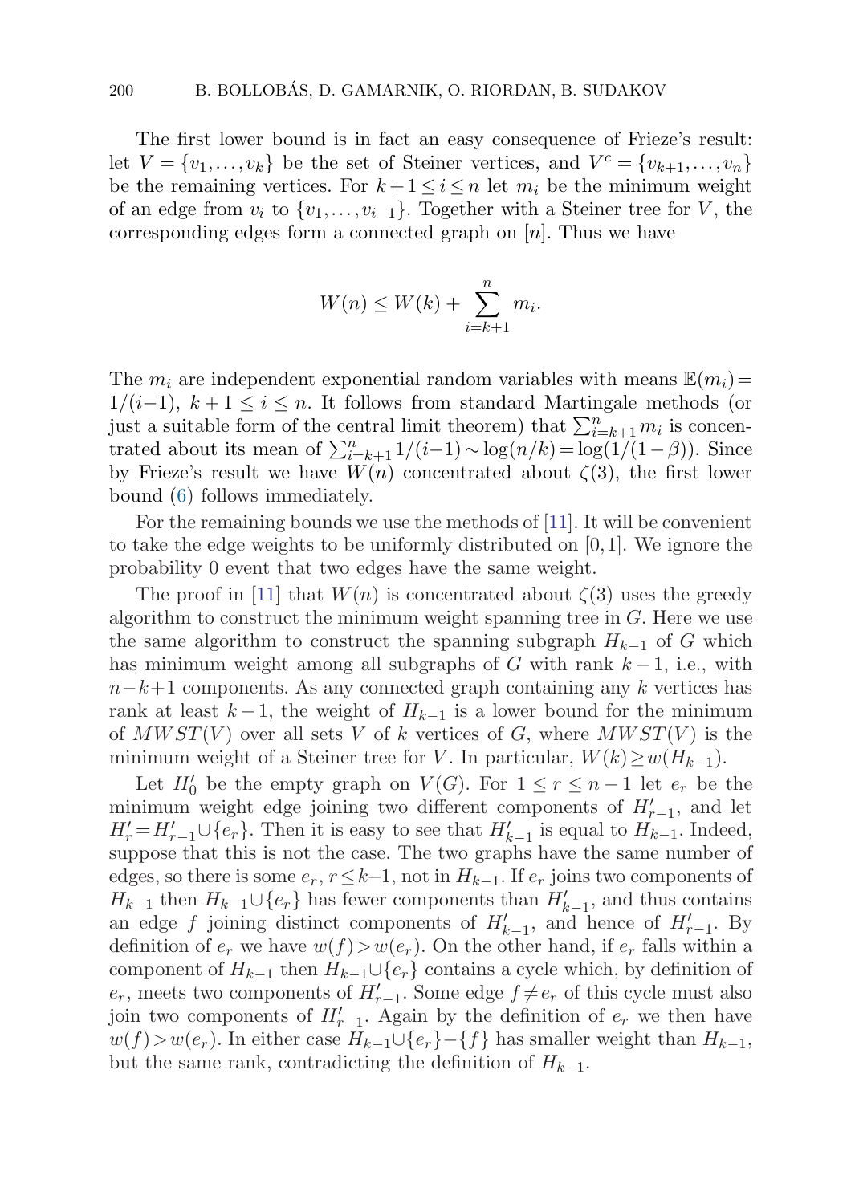The first lower bound is in fact an easy consequence of Frieze's result: let $V=\{v_1,\dots,v_k\}$ be the set of Steiner vertices, and $V^c=\{v_{k+1},\dots,v_n\}$ be the remaining vertices. For $k+1\le i\le n$ let $m_i$ be the minimum weight of an edge from $v_i$ to $\{v_1,\dots,v_{i-1}\}$. Together with a Steiner tree for $V$, the corresponding edges form a connected graph on $[n]$. Thus we have

$$W(n)\le W(k)+\sum_{i=k+1}^{n} m_i.$$

The $m_i$ are independent exponential random variables with means $\mathbb{E}(m_i)=1/(i-1)$, $k+1\le i\le n$. It follows from standard Martingale methods (or just a suitable form of the central limit theorem) that $\sum_{i=k+1}^{n} m_i$ is concentrated about its mean of $\sum_{i=k+1}^{n} 1/(i-1)\sim\log(n/k)=\log(1/(1-\beta))$. Since by Frieze's result we have $W(n)$ concentrated about $\zeta(3)$, the first lower bound (6) follows immediately.

For the remaining bounds we use the methods of [11]. It will be convenient to take the edge weights to be uniformly distributed on $[0,1]$. We ignore the probability 0 event that two edges have the same weight.

The proof in [11] that $W(n)$ is concentrated about $\zeta(3)$ uses the greedy algorithm to construct the minimum weight spanning tree in $G$. Here we use the same algorithm to construct the spanning subgraph $H_{k-1}$ of $G$ which has minimum weight among all subgraphs of $G$ with rank $k-1$, i.e., with $n-k+1$ components. As any connected graph containing any $k$ vertices has rank at least $k-1$, the weight of $H_{k-1}$ is a lower bound for the minimum of $MWST(V)$ over all sets $V$ of $k$ vertices of $G$, where $MWST(V)$ is the minimum weight of a Steiner tree for $V$. In particular, $W(k)\ge w(H_{k-1})$.

Let $H'_0$ be the empty graph on $V(G)$. For $1\le r\le n-1$ let $e_r$ be the minimum weight edge joining two different components of $H'_{r-1}$, and let $H'_r=H'_{r-1}\cup\{e_r\}$. Then it is easy to see that $H'_{k-1}$ is equal to $H_{k-1}$. Indeed, suppose that this is not the case. The two graphs have the same number of edges, so there is some $e_r$, $r\le k-1$, not in $H_{k-1}$. If $e_r$ joins two components of $H_{k-1}$ then $H_{k-1}\cup\{e_r\}$ has fewer components than $H'_{k-1}$, and thus contains an edge $f$ joining distinct components of $H'_{k-1}$, and hence of $H'_{r-1}$. By definition of $e_r$ we have $w(f)>w(e_r)$. On the other hand, if $e_r$ falls within a component of $H_{k-1}$ then $H_{k-1}\cup\{e_r\}$ contains a cycle which, by definition of $e_r$, meets two components of $H'_{r-1}$. Some edge $f\ne e_r$ of this cycle must also join two components of $H'_{r-1}$. Again by the definition of $e_r$ we then have $w(f)>w(e_r)$. In either case $H_{k-1}\cup\{e_r\}-\{f\}$ has smaller weight than $H_{k-1}$, but the same rank, contradicting the definition of $H_{k-1}$.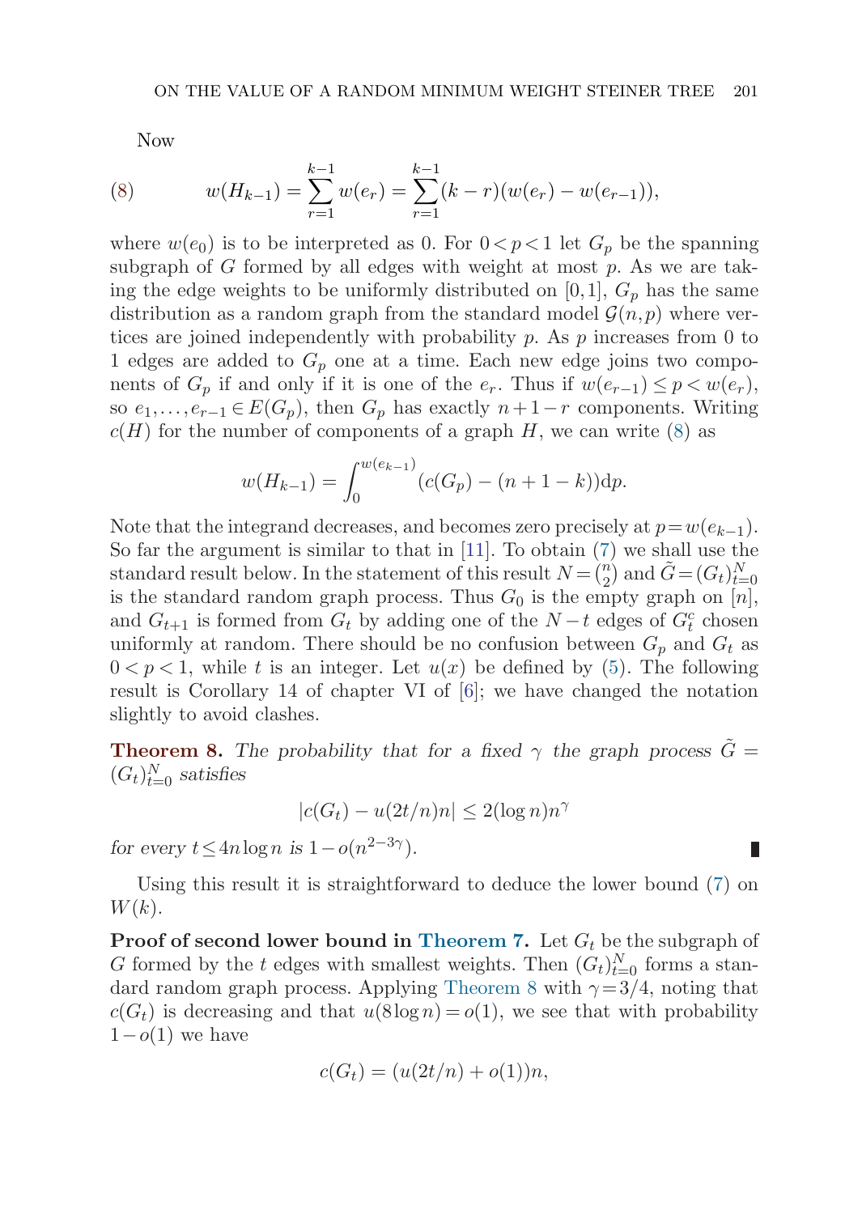Now

$$w(H_{k-1}) = \sum_{r=1}^{k-1} w(e_r) = \sum_{r=1}^{k-1} (k-r)(w(e_r) - w(e_{r-1})), \tag{8}$$

where $w(e_0)$ is to be interpreted as 0. For $0 < p < 1$ let $G_p$ be the spanning subgraph of $G$ formed by all edges with weight at most $p$. As we are taking the edge weights to be uniformly distributed on $[0,1]$, $G_p$ has the same distribution as a random graph from the standard model $\mathcal{G}(n,p)$ where vertices are joined independently with probability $p$. As $p$ increases from 0 to 1 edges are added to $G_p$ one at a time. Each new edge joins two components of $G_p$ if and only if it is one of the $e_r$. Thus if $w(e_{r-1}) \le p < w(e_r)$, so $e_1, \ldots, e_{r-1} \in E(G_p)$, then $G_p$ has exactly $n+1-r$ components. Writing $c(H)$ for the number of components of a graph $H$, we can write (8) as

$$w(H_{k-1}) = \int_0^{w(e_{k-1})} (c(G_p) - (n+1-k))\mathrm{d}p.$$

Note that the integrand decreases, and becomes zero precisely at $p = w(e_{k-1})$. So far the argument is similar to that in [11]. To obtain (7) we shall use the standard result below. In the statement of this result $N = \binom{n}{2}$ and $\tilde{G} = (G_t)_{t=0}^N$ is the standard random graph process. Thus $G_0$ is the empty graph on $[n]$, and $G_{t+1}$ is formed from $G_t$ by adding one of the $N-t$ edges of $G_t^c$ chosen uniformly at random. There should be no confusion between $G_p$ and $G_t$ as $0 < p < 1$, while $t$ is an integer. Let $u(x)$ be defined by (5). The following result is Corollary 14 of chapter VI of [6]; we have changed the notation slightly to avoid clashes.

**Theorem 8.** *The probability that for a fixed $\gamma$ the graph process $\tilde{G} = (G_t)_{t=0}^N$ satisfies*

$$|c(G_t) - u(2t/n)n| \le 2(\log n)n^\gamma$$

*for every $t \le 4n\log n$ is $1 - o(n^{2-3\gamma})$.* ∎

Using this result it is straightforward to deduce the lower bound (7) on $W(k)$.

**Proof of second lower bound in Theorem 7.** Let $G_t$ be the subgraph of $G$ formed by the $t$ edges with smallest weights. Then $(G_t)_{t=0}^N$ forms a standard random graph process. Applying Theorem 8 with $\gamma = 3/4$, noting that $c(G_t)$ is decreasing and that $u(8\log n) = o(1)$, we see that with probability $1 - o(1)$ we have

$$c(G_t) = (u(2t/n) + o(1))n,$$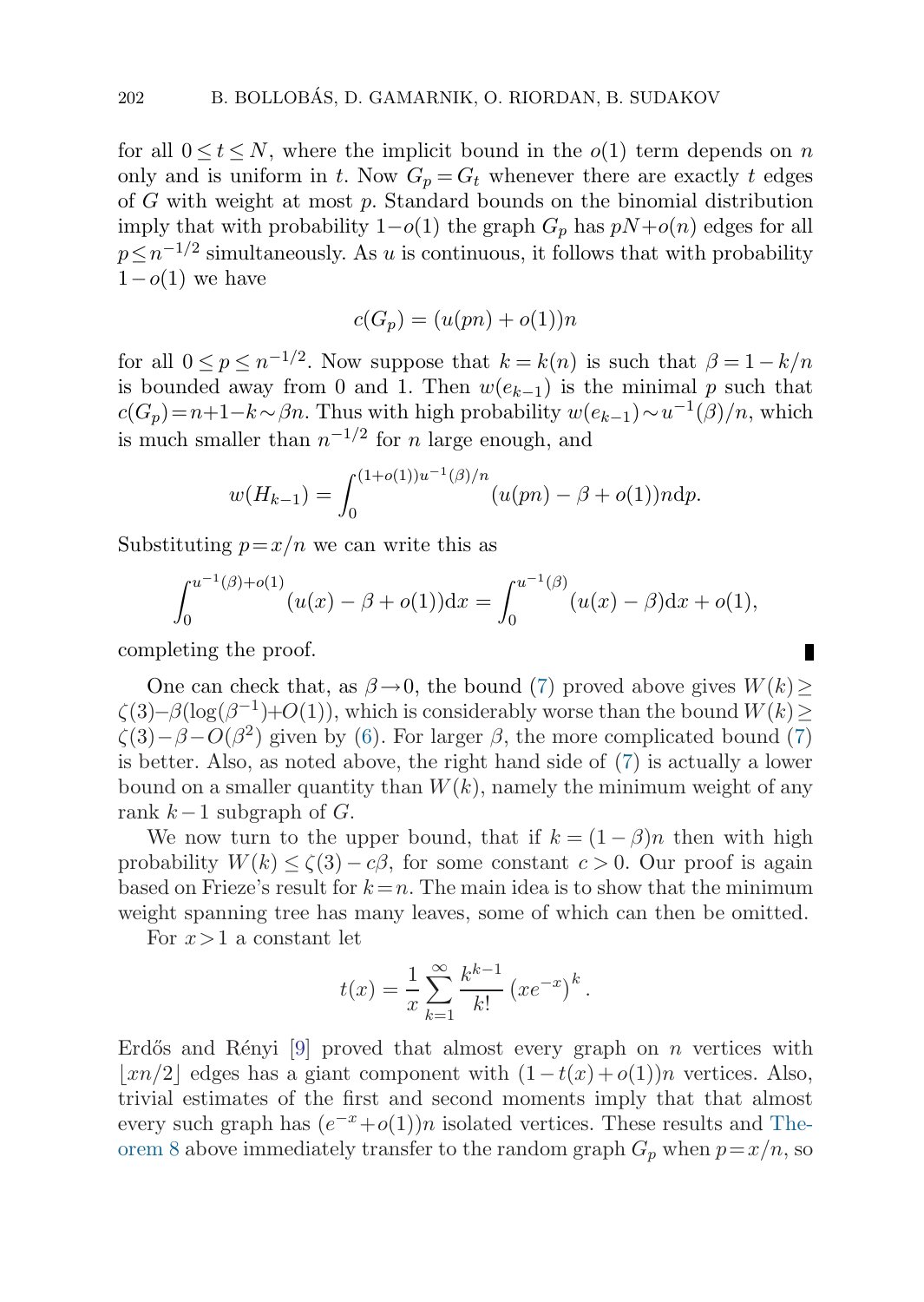for all $0 \leq t \leq N$, where the implicit bound in the $o(1)$ term depends on $n$ only and is uniform in $t$. Now $G_p = G_t$ whenever there are exactly $t$ edges of $G$ with weight at most $p$. Standard bounds on the binomial distribution imply that with probability $1-o(1)$ the graph $G_p$ has $pN+o(n)$ edges for all $p \leq n^{-1/2}$ simultaneously. As $u$ is continuous, it follows that with probability $1-o(1)$ we have

$$c(G_p) = (u(pn) + o(1))n$$

for all $0 \leq p \leq n^{-1/2}$. Now suppose that $k = k(n)$ is such that $\beta = 1 - k/n$ is bounded away from 0 and 1. Then $w(e_{k-1})$ is the minimal $p$ such that $c(G_p) = n+1-k \sim \beta n$. Thus with high probability $w(e_{k-1}) \sim u^{-1}(\beta)/n$, which is much smaller than $n^{-1/2}$ for $n$ large enough, and

$$w(H_{k-1}) = \int_0^{(1+o(1))u^{-1}(\beta)/n} (u(pn) - \beta + o(1))n \mathrm{d}p.$$

Substituting $p = x/n$ we can write this as

$$\int_0^{u^{-1}(\beta)+o(1)} (u(x) - \beta + o(1))\mathrm{d}x = \int_0^{u^{-1}(\beta)} (u(x) - \beta)\mathrm{d}x + o(1),$$

completing the proof. ∎

One can check that, as $\beta \to 0$, the bound (7) proved above gives $W(k) \geq \zeta(3) - \beta(\log(\beta^{-1}) + O(1))$, which is considerably worse than the bound $W(k) \geq \zeta(3) - \beta - O(\beta^2)$ given by (6). For larger $\beta$, the more complicated bound (7) is better. Also, as noted above, the right hand side of (7) is actually a lower bound on a smaller quantity than $W(k)$, namely the minimum weight of any rank $k-1$ subgraph of $G$.

We now turn to the upper bound, that if $k = (1-\beta)n$ then with high probability $W(k) \leq \zeta(3) - c\beta$, for some constant $c > 0$. Our proof is again based on Frieze's result for $k = n$. The main idea is to show that the minimum weight spanning tree has many leaves, some of which can then be omitted.

For $x > 1$ a constant let

$$t(x) = \frac{1}{x} \sum_{k=1}^{\infty} \frac{k^{k-1}}{k!} \left(xe^{-x}\right)^k.$$

Erdős and Rényi [9] proved that almost every graph on $n$ vertices with $\lfloor xn/2 \rfloor$ edges has a giant component with $(1 - t(x) + o(1))n$ vertices. Also, trivial estimates of the first and second moments imply that that almost every such graph has $(e^{-x} + o(1))n$ isolated vertices. These results and Theorem 8 above immediately transfer to the random graph $G_p$ when $p = x/n$, so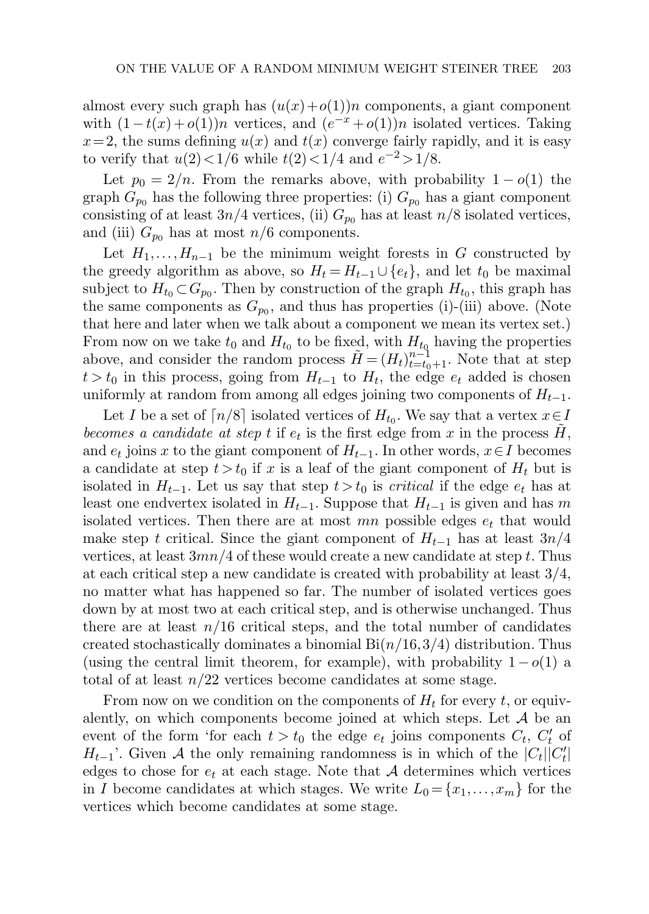almost every such graph has $(u(x)+o(1))n$ components, a giant component with $(1-t(x)+o(1))n$ vertices, and $(e^{-x}+o(1))n$ isolated vertices. Taking $x=2$, the sums defining $u(x)$ and $t(x)$ converge fairly rapidly, and it is easy to verify that $u(2)<1/6$ while $t(2)<1/4$ and $e^{-2}>1/8$.

Let $p_0 = 2/n$. From the remarks above, with probability $1-o(1)$ the graph $G_{p_0}$ has the following three properties: (i) $G_{p_0}$ has a giant component consisting of at least $3n/4$ vertices, (ii) $G_{p_0}$ has at least $n/8$ isolated vertices, and (iii) $G_{p_0}$ has at most $n/6$ components.

Let $H_1,\dots,H_{n-1}$ be the minimum weight forests in $G$ constructed by the greedy algorithm as above, so $H_t = H_{t-1}\cup\{e_t\}$, and let $t_0$ be maximal subject to $H_{t_0}\subset G_{p_0}$. Then by construction of the graph $H_{t_0}$, this graph has the same components as $G_{p_0}$, and thus has properties (i)-(iii) above. (Note that here and later when we talk about a component we mean its vertex set.) From now on we take $t_0$ and $H_{t_0}$ to be fixed, with $H_{t_0}$ having the properties above, and consider the random process $\tilde{H}=(H_t)_{t=t_0+1}^{n-1}$. Note that at step $t>t_0$ in this process, going from $H_{t-1}$ to $H_t$, the edge $e_t$ added is chosen uniformly at random from among all edges joining two components of $H_{t-1}$.

Let $I$ be a set of $\lceil n/8\rceil$ isolated vertices of $H_{t_0}$. We say that a vertex $x\in I$ *becomes a candidate at step* $t$ if $e_t$ is the first edge from $x$ in the process $\tilde{H}$, and $e_t$ joins $x$ to the giant component of $H_{t-1}$. In other words, $x\in I$ becomes a candidate at step $t>t_0$ if $x$ is a leaf of the giant component of $H_t$ but is isolated in $H_{t-1}$. Let us say that step $t>t_0$ is *critical* if the edge $e_t$ has at least one endvertex isolated in $H_{t-1}$. Suppose that $H_{t-1}$ is given and has $m$ isolated vertices. Then there are at most $mn$ possible edges $e_t$ that would make step $t$ critical. Since the giant component of $H_{t-1}$ has at least $3n/4$ vertices, at least $3mn/4$ of these would create a new candidate at step $t$. Thus at each critical step a new candidate is created with probability at least $3/4$, no matter what has happened so far. The number of isolated vertices goes down by at most two at each critical step, and is otherwise unchanged. Thus there are at least $n/16$ critical steps, and the total number of candidates created stochastically dominates a binomial $\mathrm{Bi}(n/16,3/4)$ distribution. Thus (using the central limit theorem, for example), with probability $1-o(1)$ a total of at least $n/22$ vertices become candidates at some stage.

From now on we condition on the components of $H_t$ for every $t$, or equivalently, on which components become joined at which steps. Let $\mathcal{A}$ be an event of the form 'for each $t>t_0$ the edge $e_t$ joins components $C_t$, $C_t'$ of $H_{t-1}$'. Given $\mathcal{A}$ the only remaining randomness is in which of the $|C_t||C_t'|$ edges to chose for $e_t$ at each stage. Note that $\mathcal{A}$ determines which vertices in $I$ become candidates at which stages. We write $L_0=\{x_1,\dots,x_m\}$ for the vertices which become candidates at some stage.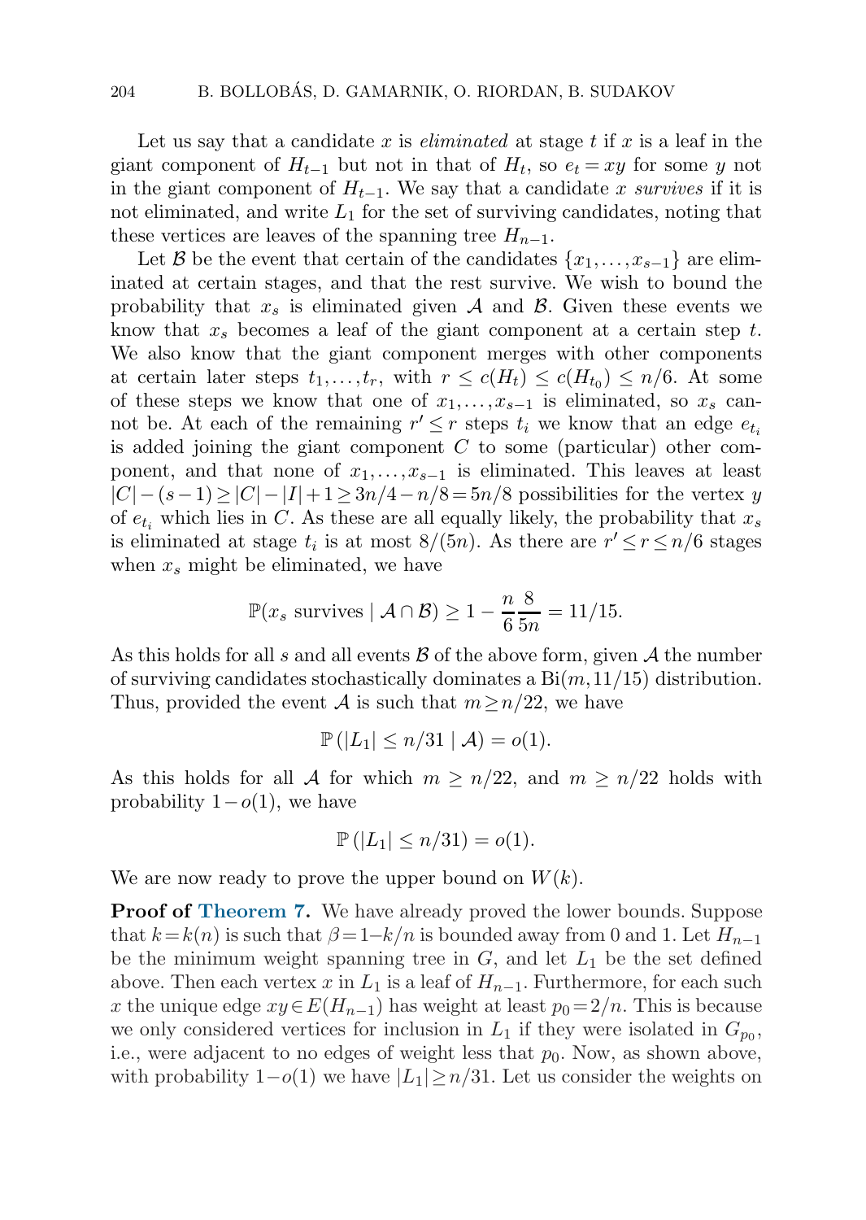Let us say that a candidate $x$ is *eliminated* at stage $t$ if $x$ is a leaf in the giant component of $H_{t-1}$ but not in that of $H_t$, so $e_t = xy$ for some $y$ not in the giant component of $H_{t-1}$. We say that a candidate $x$ *survives* if it is not eliminated, and write $L_1$ for the set of surviving candidates, noting that these vertices are leaves of the spanning tree $H_{n-1}$.

Let $\mathcal{B}$ be the event that certain of the candidates $\{x_1,\dots,x_{s-1}\}$ are eliminated at certain stages, and that the rest survive. We wish to bound the probability that $x_s$ is eliminated given $\mathcal{A}$ and $\mathcal{B}$. Given these events we know that $x_s$ becomes a leaf of the giant component at a certain step $t$. We also know that the giant component merges with other components at certain later steps $t_1,\dots,t_r$, with $r \le c(H_t) \le c(H_{t_0}) \le n/6$. At some of these steps we know that one of $x_1,\dots,x_{s-1}$ is eliminated, so $x_s$ cannot be. At each of the remaining $r' \le r$ steps $t_i$ we know that an edge $e_{t_i}$ is added joining the giant component $C$ to some (particular) other component, and that none of $x_1,\dots,x_{s-1}$ is eliminated. This leaves at least $|C|-(s-1) \ge |C|-|I|+1 \ge 3n/4 - n/8 = 5n/8$ possibilities for the vertex $y$ of $e_{t_i}$ which lies in $C$. As these are all equally likely, the probability that $x_s$ is eliminated at stage $t_i$ is at most $8/(5n)$. As there are $r' \le r \le n/6$ stages when $x_s$ might be eliminated, we have

$$\mathbb{P}(x_s \text{ survives} \mid \mathcal{A} \cap \mathcal{B}) \ge 1 - \frac{n}{6}\frac{8}{5n} = 11/15.$$

As this holds for all $s$ and all events $\mathcal{B}$ of the above form, given $\mathcal{A}$ the number of surviving candidates stochastically dominates a $\mathrm{Bi}(m, 11/15)$ distribution. Thus, provided the event $\mathcal{A}$ is such that $m \ge n/22$, we have

$$\mathbb{P}\left(|L_1| \le n/31 \mid \mathcal{A}\right) = o(1).$$

As this holds for all $\mathcal{A}$ for which $m \ge n/22$, and $m \ge n/22$ holds with probability $1-o(1)$, we have

$$\mathbb{P}\left(|L_1| \le n/31\right) = o(1).$$

We are now ready to prove the upper bound on $W(k)$.

**Proof of Theorem 7.** We have already proved the lower bounds. Suppose that $k = k(n)$ is such that $\beta = 1 - k/n$ is bounded away from 0 and 1. Let $H_{n-1}$ be the minimum weight spanning tree in $G$, and let $L_1$ be the set defined above. Then each vertex $x$ in $L_1$ is a leaf of $H_{n-1}$. Furthermore, for each such $x$ the unique edge $xy \in E(H_{n-1})$ has weight at least $p_0 = 2/n$. This is because we only considered vertices for inclusion in $L_1$ if they were isolated in $G_{p_0}$, i.e., were adjacent to no edges of weight less that $p_0$. Now, as shown above, with probability $1-o(1)$ we have $|L_1| \ge n/31$. Let us consider the weights on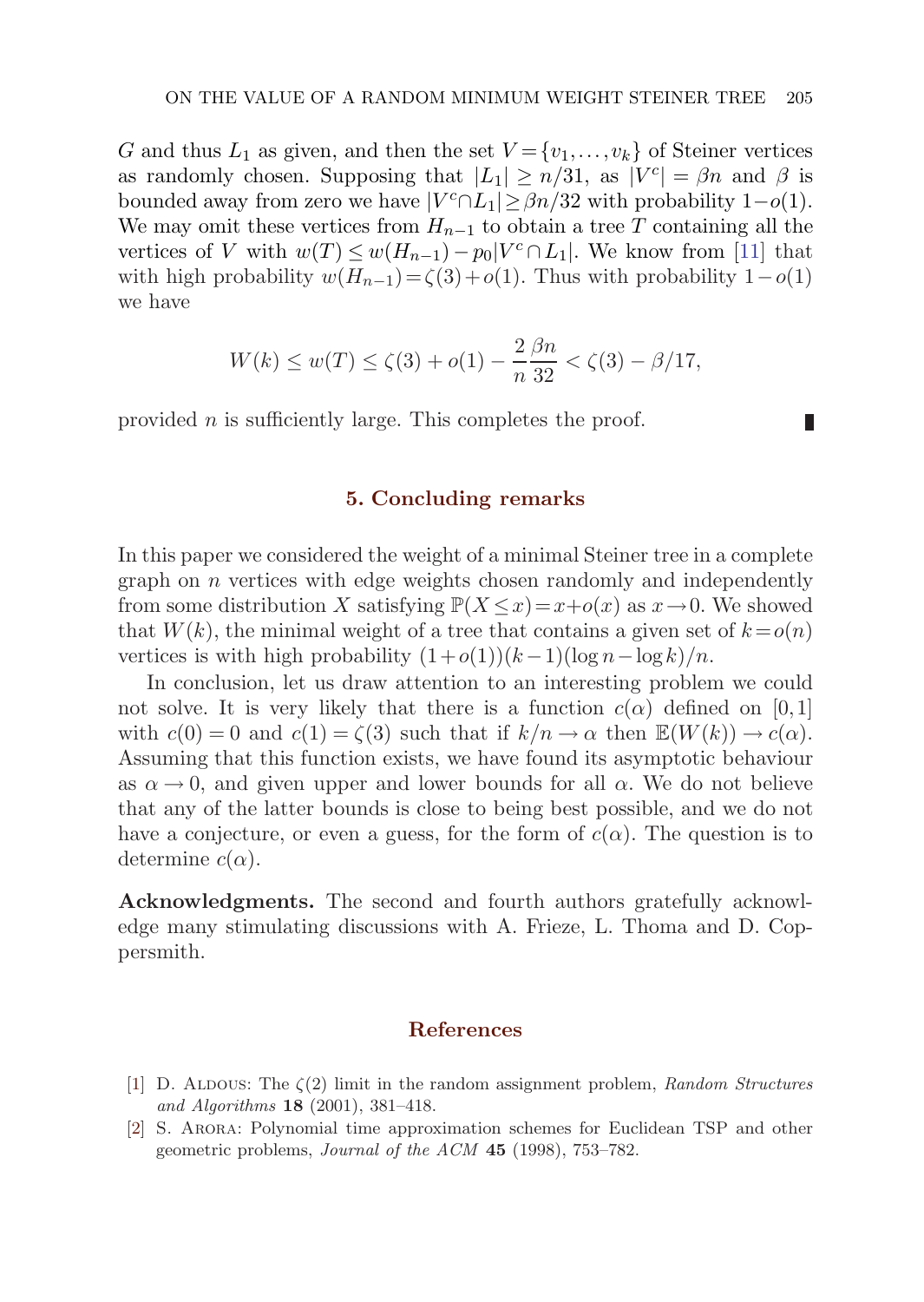$G$ and thus $L_1$ as given, and then the set $V = \{v_1, \ldots, v_k\}$ of Steiner vertices as randomly chosen. Supposing that $|L_1| \geq n/31$, as $|V^c| = \beta n$ and $\beta$ is bounded away from zero we have $|V^c \cap L_1| \geq \beta n/32$ with probability $1 - o(1)$. We may omit these vertices from $H_{n-1}$ to obtain a tree $T$ containing all the vertices of $V$ with $w(T) \leq w(H_{n-1}) - p_0|V^c \cap L_1|$. We know from [11] that with high probability $w(H_{n-1}) = \zeta(3) + o(1)$. Thus with probability $1 - o(1)$ we have

$$W(k) \leq w(T) \leq \zeta(3) + o(1) - \frac{2}{n}\frac{\beta n}{32} < \zeta(3) - \beta/17,$$

provided $n$ is sufficiently large. This completes the proof. ∎

## 5. Concluding remarks

In this paper we considered the weight of a minimal Steiner tree in a complete graph on $n$ vertices with edge weights chosen randomly and independently from some distribution $X$ satisfying $\mathbb{P}(X \leq x) = x + o(x)$ as $x \to 0$. We showed that $W(k)$, the minimal weight of a tree that contains a given set of $k = o(n)$ vertices is with high probability $(1 + o(1))(k - 1)(\log n - \log k)/n$.

In conclusion, let us draw attention to an interesting problem we could not solve. It is very likely that there is a function $c(\alpha)$ defined on $[0, 1]$ with $c(0) = 0$ and $c(1) = \zeta(3)$ such that if $k/n \to \alpha$ then $\mathbb{E}(W(k)) \to c(\alpha)$. Assuming that this function exists, we have found its asymptotic behaviour as $\alpha \to 0$, and given upper and lower bounds for all $\alpha$. We do not believe that any of the latter bounds is close to being best possible, and we do not have a conjecture, or even a guess, for the form of $c(\alpha)$. The question is to determine $c(\alpha)$.

**Acknowledgments.** The second and fourth authors gratefully acknowledge many stimulating discussions with A. Frieze, L. Thoma and D. Coppersmith.

## References

[1] D. Aldous: The $\zeta(2)$ limit in the random assignment problem, *Random Structures and Algorithms* **18** (2001), 381–418.

[2] S. Arora: Polynomial time approximation schemes for Euclidean TSP and other geometric problems, *Journal of the ACM* **45** (1998), 753–782.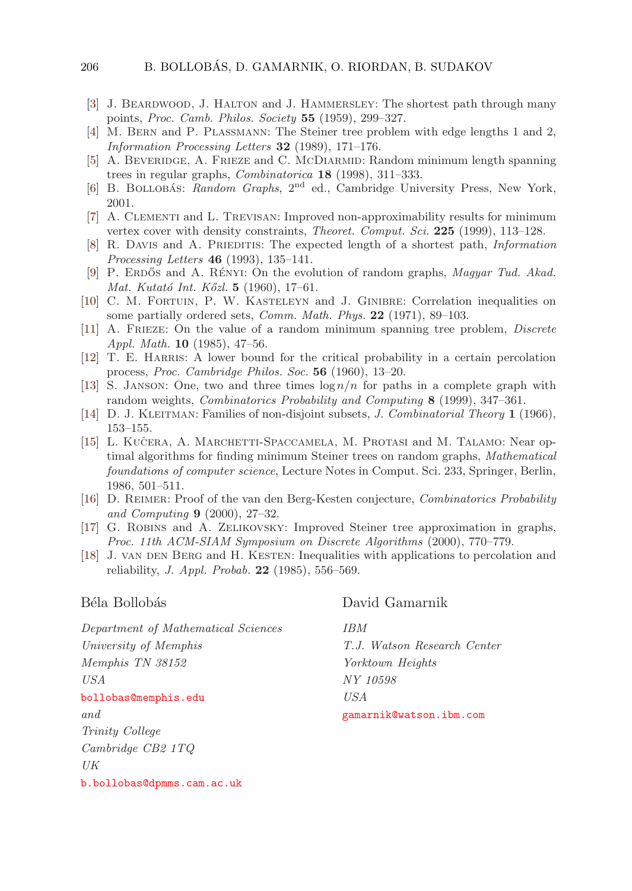[3] J. Beardwood, J. Halton and J. Hammersley: The shortest path through many points, *Proc. Camb. Philos. Society* **55** (1959), 299–327.

[4] M. Bern and P. Plassmann: The Steiner tree problem with edge lengths 1 and 2, *Information Processing Letters* **32** (1989), 171–176.

[5] A. Beveridge, A. Frieze and C. McDiarmid: Random minimum length spanning trees in regular graphs, *Combinatorica* **18** (1998), 311–333.

[6] B. Bollobás: *Random Graphs*, 2nd ed., Cambridge University Press, New York, 2001.

[7] A. Clementi and L. Trevisan: Improved non-approximability results for minimum vertex cover with density constraints, *Theoret. Comput. Sci.* **225** (1999), 113–128.

[8] R. Davis and A. Prieditis: The expected length of a shortest path, *Information Processing Letters* **46** (1993), 135–141.

[9] P. Erdős and A. Rényi: On the evolution of random graphs, *Magyar Tud. Akad. Mat. Kutató Int. Kőzl.* **5** (1960), 17–61.

[10] C. M. Fortuin, P. W. Kasteleyn and J. Ginibre: Correlation inequalities on some partially ordered sets, *Comm. Math. Phys.* **22** (1971), 89–103.

[11] A. Frieze: On the value of a random minimum spanning tree problem, *Discrete Appl. Math.* **10** (1985), 47–56.

[12] T. E. Harris: A lower bound for the critical probability in a certain percolation process, *Proc. Cambridge Philos. Soc.* **56** (1960), 13–20.

[13] S. Janson: One, two and three times $\log n/n$ for paths in a complete graph with random weights, *Combinatorics Probability and Computing* **8** (1999), 347–361.

[14] D. J. Kleitman: Families of non-disjoint subsets, *J. Combinatorial Theory* **1** (1966), 153–155.

[15] L. Kučera, A. Marchetti-Spaccamela, M. Protasi and M. Talamo: Near optimal algorithms for finding minimum Steiner trees on random graphs, *Mathematical foundations of computer science*, Lecture Notes in Comput. Sci. 233, Springer, Berlin, 1986, 501–511.

[16] D. Reimer: Proof of the van den Berg-Kesten conjecture, *Combinatorics Probability and Computing* **9** (2000), 27–32.

[17] G. Robins and A. Zelikovsky: Improved Steiner tree approximation in graphs, *Proc. 11th ACM-SIAM Symposium on Discrete Algorithms* (2000), 770–779.

[18] J. van den Berg and H. Kesten: Inequalities with applications to percolation and reliability, *J. Appl. Probab.* **22** (1985), 556–569.

Béla Bollobás

*Department of Mathematical Sciences*
*University of Memphis*
*Memphis TN 38152*
*USA*
bollobas@memphis.edu
*and*
*Trinity College*
*Cambridge CB2 1TQ*
*UK*
b.bollobas@dpmms.cam.ac.uk

David Gamarnik

*IBM*
*T.J. Watson Research Center*
*Yorktown Heights*
*NY 10598*
*USA*
gamarnik@watson.ibm.com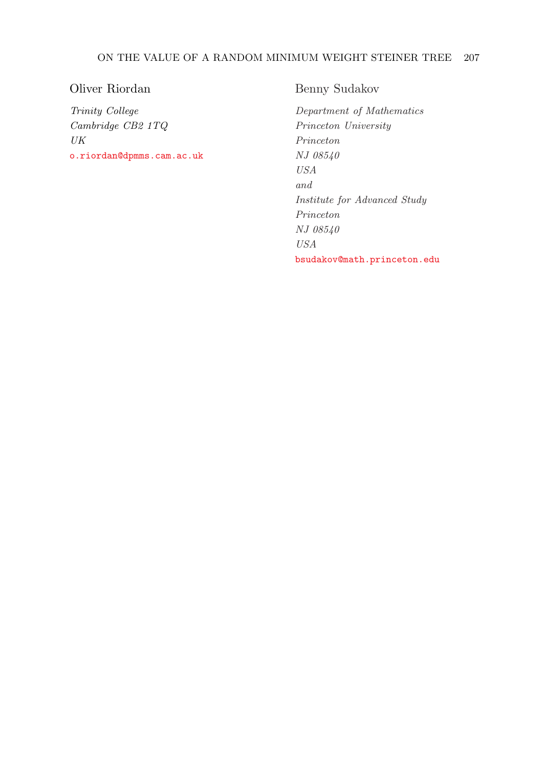Oliver Riordan

*Trinity College*
*Cambridge CB2 1TQ*
*UK*
o.riordan@dpmms.cam.ac.uk

Benny Sudakov

*Department of Mathematics*
*Princeton University*
*Princeton*
*NJ 08540*
*USA*
*and*
*Institute for Advanced Study*
*Princeton*
*NJ 08540*
*USA*
bsudakov@math.princeton.edu